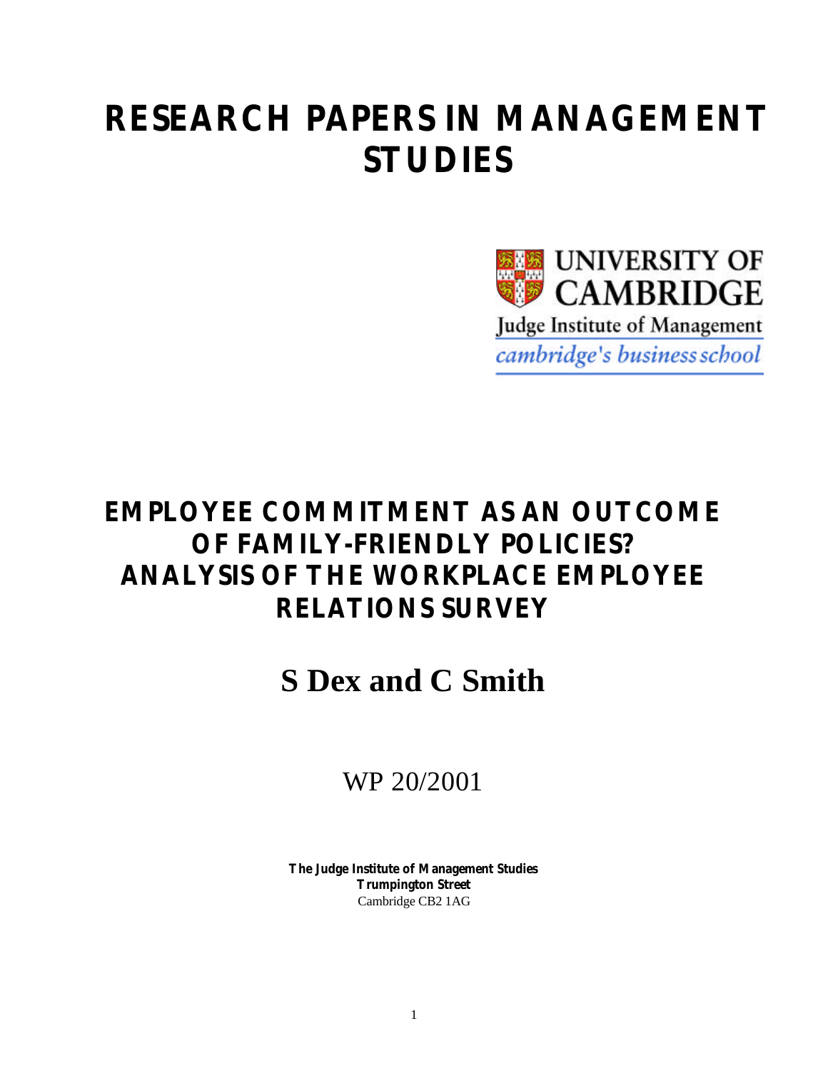# RESEARCH PAPERS IN MANAGEMENT STUDIES

UNIVERSITY OF CAMBRIDGE

Judge Institute of Management

*cambridge's business school*

## EMPLOYEE COMMITMENT AS AN OUTCOME OF FAMILY-FRIENDLY POLICIES? ANALYSIS OF THE WORKPLACE EMPLOYEE RELATIONS SURVEY

**S Dex and C Smith**

WP 20/2001

**The Judge Institute of Management Studies**
**Trumpington Street**
Cambridge CB2 1AG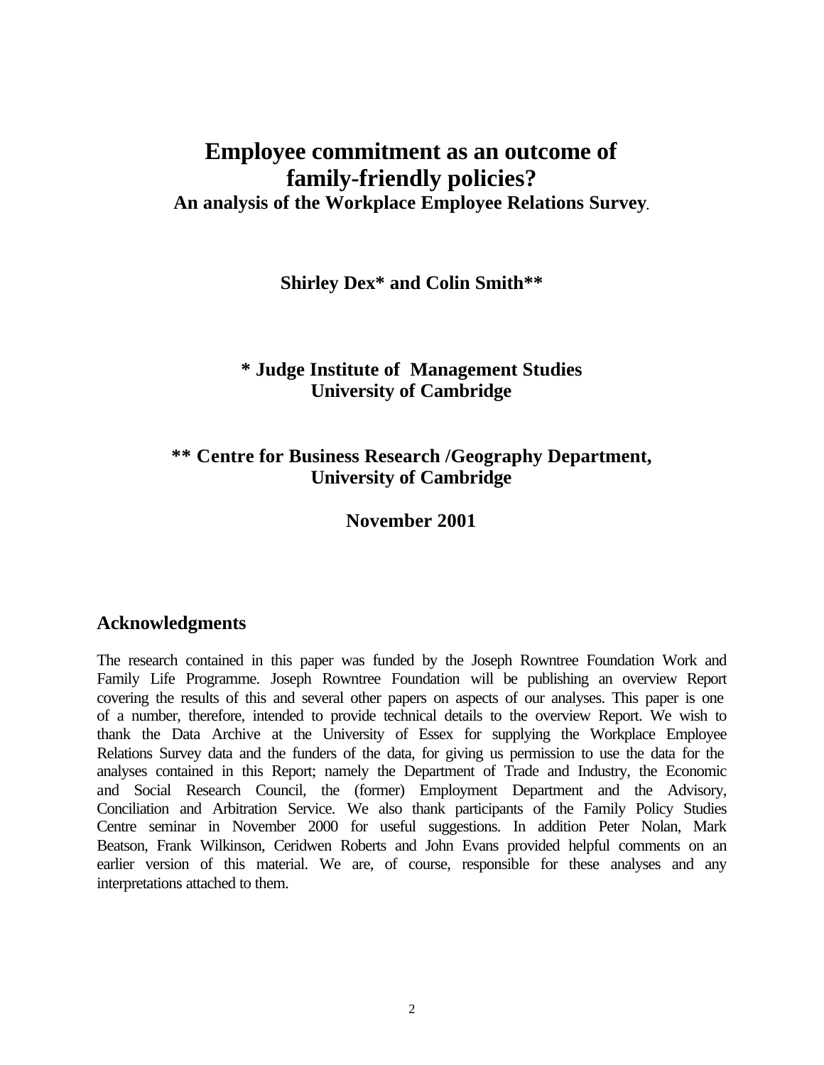# Employee commitment as an outcome of family-friendly policies?

**An analysis of the Workplace Employee Relations Survey.**

**Shirley Dex* and Colin Smith****

**\* Judge Institute of Management Studies**
**University of Cambridge**

**\*\* Centre for Business Research /Geography Department,**
**University of Cambridge**

**November 2001**

## Acknowledgments

The research contained in this paper was funded by the Joseph Rowntree Foundation Work and Family Life Programme. Joseph Rowntree Foundation will be publishing an overview Report covering the results of this and several other papers on aspects of our analyses. This paper is one of a number, therefore, intended to provide technical details to the overview Report. We wish to thank the Data Archive at the University of Essex for supplying the Workplace Employee Relations Survey data and the funders of the data, for giving us permission to use the data for the analyses contained in this Report; namely the Department of Trade and Industry, the Economic and Social Research Council, the (former) Employment Department and the Advisory, Conciliation and Arbitration Service. We also thank participants of the Family Policy Studies Centre seminar in November 2000 for useful suggestions. In addition Peter Nolan, Mark Beatson, Frank Wilkinson, Ceridwen Roberts and John Evans provided helpful comments on an earlier version of this material. We are, of course, responsible for these analyses and any interpretations attached to them.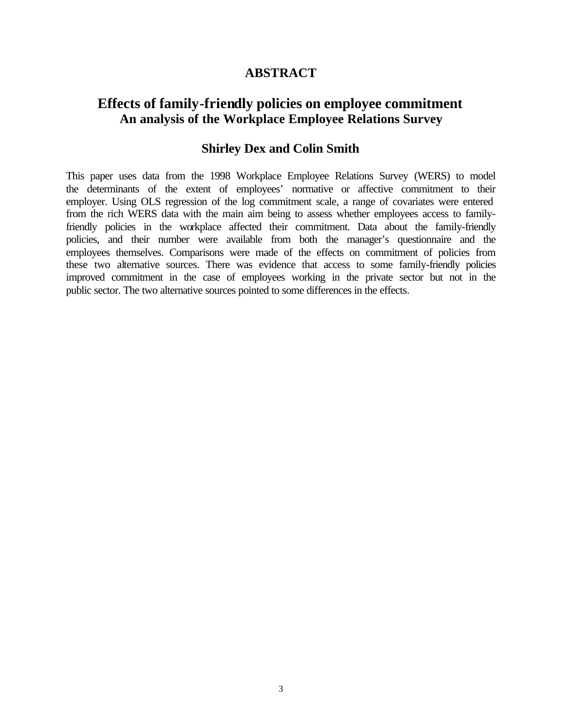# ABSTRACT

## Effects of family-friendly policies on employee commitment
### An analysis of the Workplace Employee Relations Survey

### Shirley Dex and Colin Smith

This paper uses data from the 1998 Workplace Employee Relations Survey (WERS) to model the determinants of the extent of employees' normative or affective commitment to their employer. Using OLS regression of the log commitment scale, a range of covariates were entered from the rich WERS data with the main aim being to assess whether employees access to family-friendly policies in the workplace affected their commitment. Data about the family-friendly policies, and their number were available from both the manager's questionnaire and the employees themselves. Comparisons were made of the effects on commitment of policies from these two alternative sources. There was evidence that access to some family-friendly policies improved commitment in the case of employees working in the private sector but not in the public sector. The two alternative sources pointed to some differences in the effects.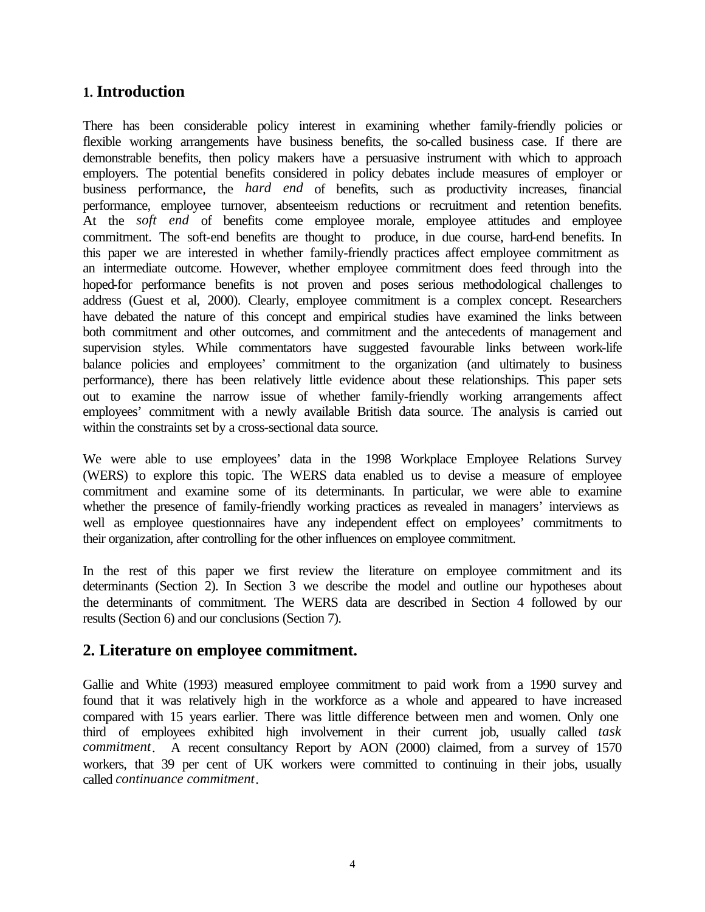# 1. Introduction

There has been considerable policy interest in examining whether family-friendly policies or flexible working arrangements have business benefits, the so-called business case. If there are demonstrable benefits, then policy makers have a persuasive instrument with which to approach employers. The potential benefits considered in policy debates include measures of employer or business performance, the *hard end* of benefits, such as productivity increases, financial performance, employee turnover, absenteeism reductions or recruitment and retention benefits. At the *soft end* of benefits come employee morale, employee attitudes and employee commitment. The soft-end benefits are thought to produce, in due course, hard-end benefits. In this paper we are interested in whether family-friendly practices affect employee commitment as an intermediate outcome. However, whether employee commitment does feed through into the hoped-for performance benefits is not proven and poses serious methodological challenges to address (Guest et al, 2000). Clearly, employee commitment is a complex concept. Researchers have debated the nature of this concept and empirical studies have examined the links between both commitment and other outcomes, and commitment and the antecedents of management and supervision styles. While commentators have suggested favourable links between work-life balance policies and employees' commitment to the organization (and ultimately to business performance), there has been relatively little evidence about these relationships. This paper sets out to examine the narrow issue of whether family-friendly working arrangements affect employees' commitment with a newly available British data source. The analysis is carried out within the constraints set by a cross-sectional data source.

We were able to use employees' data in the 1998 Workplace Employee Relations Survey (WERS) to explore this topic. The WERS data enabled us to devise a measure of employee commitment and examine some of its determinants. In particular, we were able to examine whether the presence of family-friendly working practices as revealed in managers' interviews as well as employee questionnaires have any independent effect on employees' commitments to their organization, after controlling for the other influences on employee commitment.

In the rest of this paper we first review the literature on employee commitment and its determinants (Section 2). In Section 3 we describe the model and outline our hypotheses about the determinants of commitment. The WERS data are described in Section 4 followed by our results (Section 6) and our conclusions (Section 7).

## 2. Literature on employee commitment.

Gallie and White (1993) measured employee commitment to paid work from a 1990 survey and found that it was relatively high in the workforce as a whole and appeared to have increased compared with 15 years earlier. There was little difference between men and women. Only one third of employees exhibited high involvement in their current job, usually called *task commitment*. A recent consultancy Report by AON (2000) claimed, from a survey of 1570 workers, that 39 per cent of UK workers were committed to continuing in their jobs, usually called *continuance commitment*.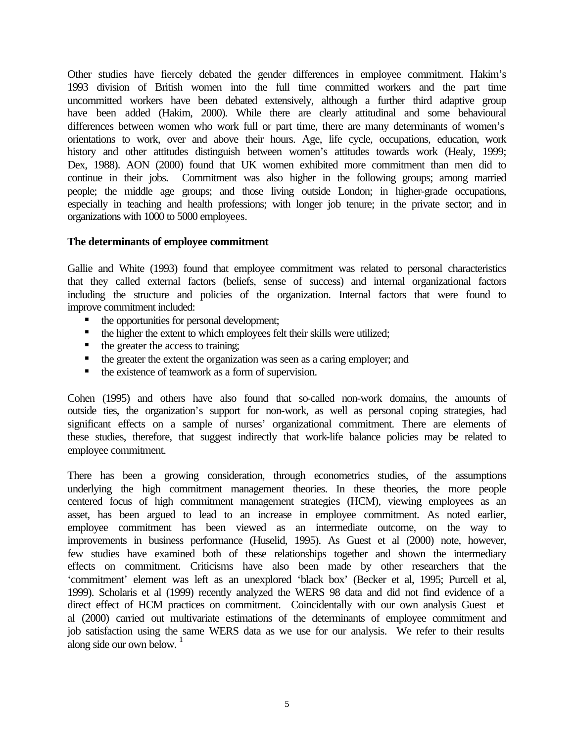Other studies have fiercely debated the gender differences in employee commitment. Hakim's 1993 division of British women into the full time committed workers and the part time uncommitted workers have been debated extensively, although a further third adaptive group have been added (Hakim, 2000). While there are clearly attitudinal and some behavioural differences between women who work full or part time, there are many determinants of women's orientations to work, over and above their hours. Age, life cycle, occupations, education, work history and other attitudes distinguish between women's attitudes towards work (Healy, 1999; Dex, 1988). AON (2000) found that UK women exhibited more commitment than men did to continue in their jobs. Commitment was also higher in the following groups; among married people; the middle age groups; and those living outside London; in higher-grade occupations, especially in teaching and health professions; with longer job tenure; in the private sector; and in organizations with 1000 to 5000 employees.

**The determinants of employee commitment**

Gallie and White (1993) found that employee commitment was related to personal characteristics that they called external factors (beliefs, sense of success) and internal organizational factors including the structure and policies of the organization. Internal factors that were found to improve commitment included:

- the opportunities for personal development;
- the higher the extent to which employees felt their skills were utilized;
- the greater the access to training;
- the greater the extent the organization was seen as a caring employer; and
- the existence of teamwork as a form of supervision.

Cohen (1995) and others have also found that so-called non-work domains, the amounts of outside ties, the organization's support for non-work, as well as personal coping strategies, had significant effects on a sample of nurses' organizational commitment. There are elements of these studies, therefore, that suggest indirectly that work-life balance policies may be related to employee commitment.

There has been a growing consideration, through econometrics studies, of the assumptions underlying the high commitment management theories. In these theories, the more people centered focus of high commitment management strategies (HCM), viewing employees as an asset, has been argued to lead to an increase in employee commitment. As noted earlier, employee commitment has been viewed as an intermediate outcome, on the way to improvements in business performance (Huselid, 1995). As Guest et al (2000) note, however, few studies have examined both of these relationships together and shown the intermediary effects on commitment. Criticisms have also been made by other researchers that the 'commitment' element was left as an unexplored 'black box' (Becker et al, 1995; Purcell et al, 1999). Scholaris et al (1999) recently analyzed the WERS 98 data and did not find evidence of a direct effect of HCM practices on commitment. Coincidentally with our own analysis Guest et al (2000) carried out multivariate estimations of the determinants of employee commitment and job satisfaction using the same WERS data as we use for our analysis. We refer to their results along side our own below. [1]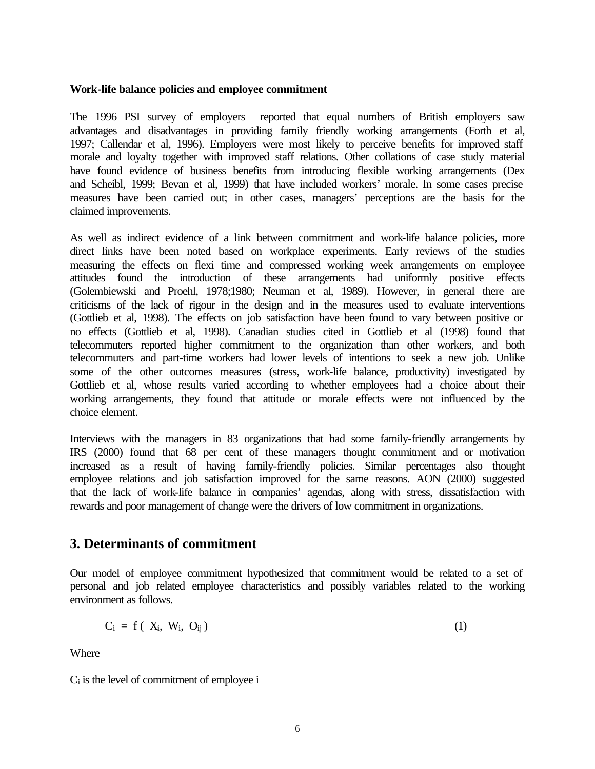**Work-life balance policies and employee commitment**

The 1996 PSI survey of employers reported that equal numbers of British employers saw advantages and disadvantages in providing family friendly working arrangements (Forth et al, 1997; Callendar et al, 1996). Employers were most likely to perceive benefits for improved staff morale and loyalty together with improved staff relations. Other collations of case study material have found evidence of business benefits from introducing flexible working arrangements (Dex and Scheibl, 1999; Bevan et al, 1999) that have included workers' morale. In some cases precise measures have been carried out; in other cases, managers' perceptions are the basis for the claimed improvements.

As well as indirect evidence of a link between commitment and work-life balance policies, more direct links have been noted based on workplace experiments. Early reviews of the studies measuring the effects on flexi time and compressed working week arrangements on employee attitudes found the introduction of these arrangements had uniformly positive effects (Golembiewski and Proehl, 1978;1980; Neuman et al, 1989). However, in general there are criticisms of the lack of rigour in the design and in the measures used to evaluate interventions (Gottlieb et al, 1998). The effects on job satisfaction have been found to vary between positive or no effects (Gottlieb et al, 1998). Canadian studies cited in Gottlieb et al (1998) found that telecommuters reported higher commitment to the organization than other workers, and both telecommuters and part-time workers had lower levels of intentions to seek a new job. Unlike some of the other outcomes measures (stress, work-life balance, productivity) investigated by Gottlieb et al, whose results varied according to whether employees had a choice about their working arrangements, they found that attitude or morale effects were not influenced by the choice element.

Interviews with the managers in 83 organizations that had some family-friendly arrangements by IRS (2000) found that 68 per cent of these managers thought commitment and or motivation increased as a result of having family-friendly policies. Similar percentages also thought employee relations and job satisfaction improved for the same reasons. AON (2000) suggested that the lack of work-life balance in companies' agendas, along with stress, dissatisfaction with rewards and poor management of change were the drivers of low commitment in organizations.

## 3. Determinants of commitment

Our model of employee commitment hypothesized that commitment would be related to a set of personal and job related employee characteristics and possibly variables related to the working environment as follows.

$$C_i = f(X_i, W_i, O_{ij}) \tag{1}$$

Where

$C_i$ is the level of commitment of employee i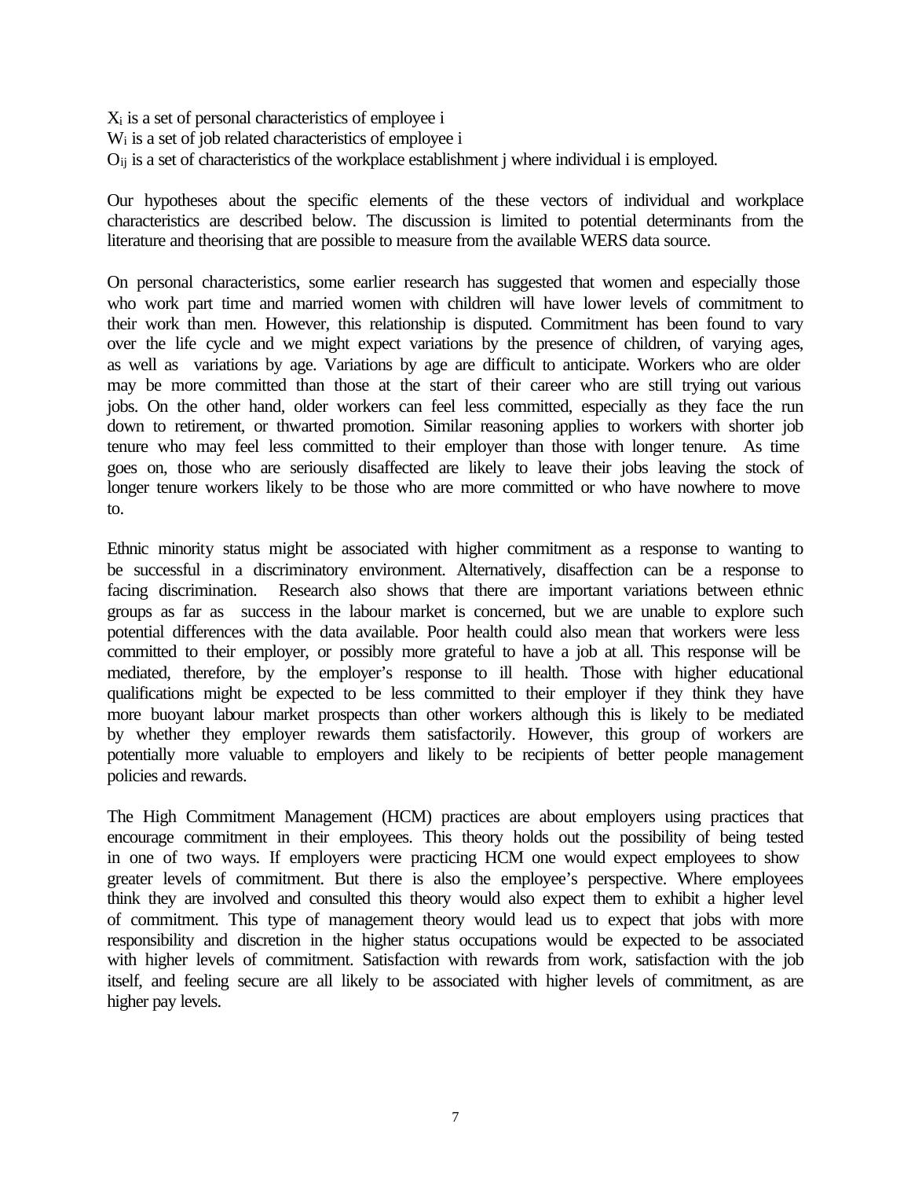$X_i$ is a set of personal characteristics of employee i
$W_i$ is a set of job related characteristics of employee i
$O_{ij}$ is a set of characteristics of the workplace establishment j where individual i is employed.

Our hypotheses about the specific elements of the these vectors of individual and workplace characteristics are described below. The discussion is limited to potential determinants from the literature and theorising that are possible to measure from the available WERS data source.

On personal characteristics, some earlier research has suggested that women and especially those who work part time and married women with children will have lower levels of commitment to their work than men. However, this relationship is disputed. Commitment has been found to vary over the life cycle and we might expect variations by the presence of children, of varying ages, as well as variations by age. Variations by age are difficult to anticipate. Workers who are older may be more committed than those at the start of their career who are still trying out various jobs. On the other hand, older workers can feel less committed, especially as they face the run down to retirement, or thwarted promotion. Similar reasoning applies to workers with shorter job tenure who may feel less committed to their employer than those with longer tenure. As time goes on, those who are seriously disaffected are likely to leave their jobs leaving the stock of longer tenure workers likely to be those who are more committed or who have nowhere to move to.

Ethnic minority status might be associated with higher commitment as a response to wanting to be successful in a discriminatory environment. Alternatively, disaffection can be a response to facing discrimination. Research also shows that there are important variations between ethnic groups as far as success in the labour market is concerned, but we are unable to explore such potential differences with the data available. Poor health could also mean that workers were less committed to their employer, or possibly more grateful to have a job at all. This response will be mediated, therefore, by the employer's response to ill health. Those with higher educational qualifications might be expected to be less committed to their employer if they think they have more buoyant labour market prospects than other workers although this is likely to be mediated by whether they employer rewards them satisfactorily. However, this group of workers are potentially more valuable to employers and likely to be recipients of better people management policies and rewards.

The High Commitment Management (HCM) practices are about employers using practices that encourage commitment in their employees. This theory holds out the possibility of being tested in one of two ways. If employers were practicing HCM one would expect employees to show greater levels of commitment. But there is also the employee's perspective. Where employees think they are involved and consulted this theory would also expect them to exhibit a higher level of commitment. This type of management theory would lead us to expect that jobs with more responsibility and discretion in the higher status occupations would be expected to be associated with higher levels of commitment. Satisfaction with rewards from work, satisfaction with the job itself, and feeling secure are all likely to be associated with higher levels of commitment, as are higher pay levels.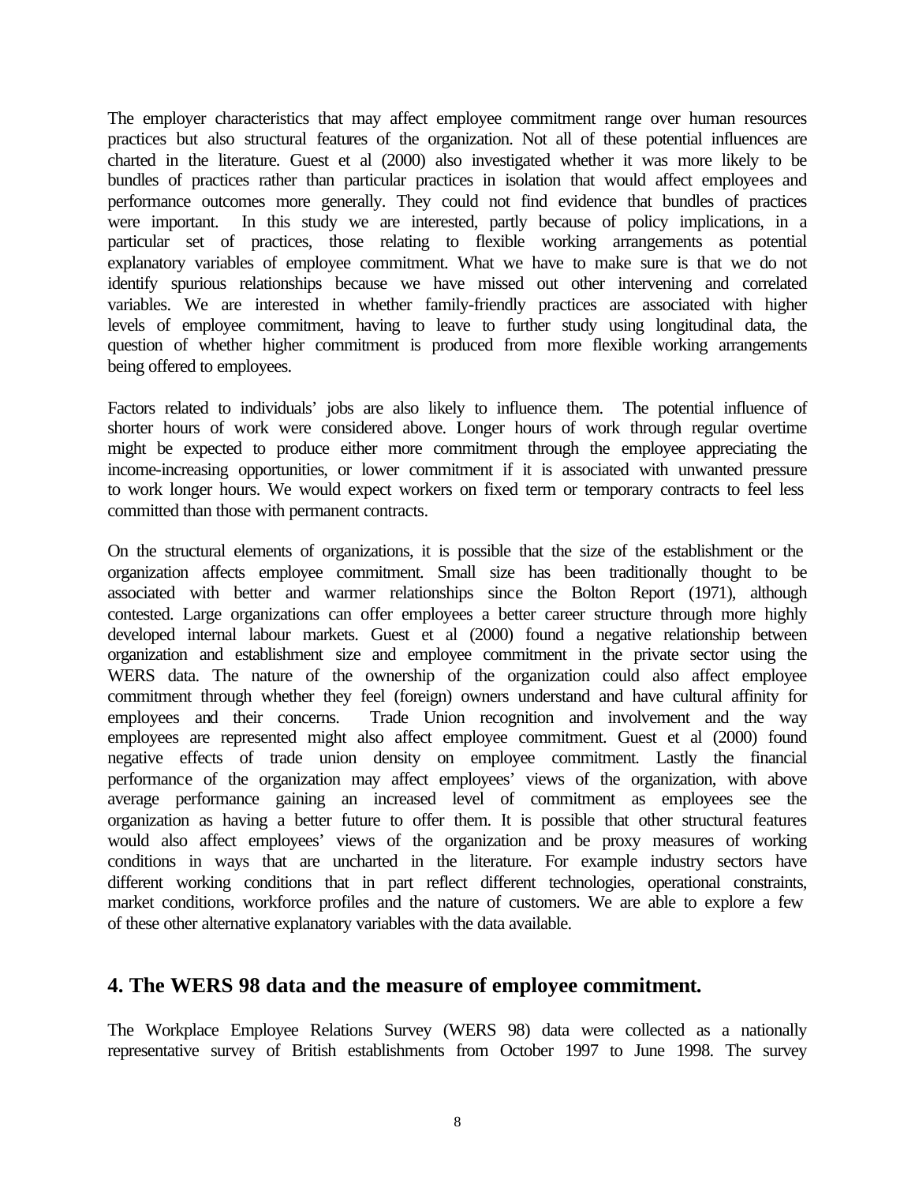The employer characteristics that may affect employee commitment range over human resources practices but also structural features of the organization. Not all of these potential influences are charted in the literature. Guest et al (2000) also investigated whether it was more likely to be bundles of practices rather than particular practices in isolation that would affect employees and performance outcomes more generally. They could not find evidence that bundles of practices were important. In this study we are interested, partly because of policy implications, in a particular set of practices, those relating to flexible working arrangements as potential explanatory variables of employee commitment. What we have to make sure is that we do not identify spurious relationships because we have missed out other intervening and correlated variables. We are interested in whether family-friendly practices are associated with higher levels of employee commitment, having to leave to further study using longitudinal data, the question of whether higher commitment is produced from more flexible working arrangements being offered to employees.

Factors related to individuals' jobs are also likely to influence them. The potential influence of shorter hours of work were considered above. Longer hours of work through regular overtime might be expected to produce either more commitment through the employee appreciating the income-increasing opportunities, or lower commitment if it is associated with unwanted pressure to work longer hours. We would expect workers on fixed term or temporary contracts to feel less committed than those with permanent contracts.

On the structural elements of organizations, it is possible that the size of the establishment or the organization affects employee commitment. Small size has been traditionally thought to be associated with better and warmer relationships since the Bolton Report (1971), although contested. Large organizations can offer employees a better career structure through more highly developed internal labour markets. Guest et al (2000) found a negative relationship between organization and establishment size and employee commitment in the private sector using the WERS data. The nature of the ownership of the organization could also affect employee commitment through whether they feel (foreign) owners understand and have cultural affinity for employees and their concerns. Trade Union recognition and involvement and the way employees are represented might also affect employee commitment. Guest et al (2000) found negative effects of trade union density on employee commitment. Lastly the financial performance of the organization may affect employees' views of the organization, with above average performance gaining an increased level of commitment as employees see the organization as having a better future to offer them. It is possible that other structural features would also affect employees' views of the organization and be proxy measures of working conditions in ways that are uncharted in the literature. For example industry sectors have different working conditions that in part reflect different technologies, operational constraints, market conditions, workforce profiles and the nature of customers. We are able to explore a few of these other alternative explanatory variables with the data available.

## 4. The WERS 98 data and the measure of employee commitment.

The Workplace Employee Relations Survey (WERS 98) data were collected as a nationally representative survey of British establishments from October 1997 to June 1998. The survey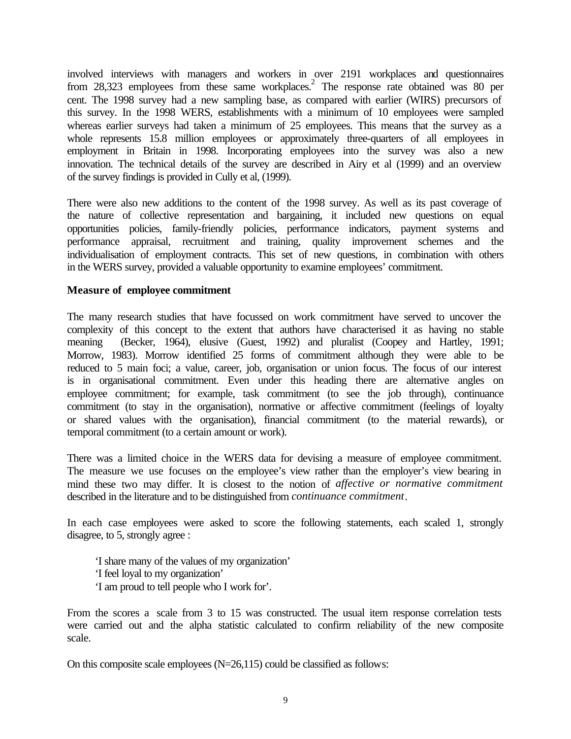involved interviews with managers and workers in over 2191 workplaces and questionnaires from 28,323 employees from these same workplaces.[2] The response rate obtained was 80 per cent. The 1998 survey had a new sampling base, as compared with earlier (WIRS) precursors of this survey. In the 1998 WERS, establishments with a minimum of 10 employees were sampled whereas earlier surveys had taken a minimum of 25 employees. This means that the survey as a whole represents 15.8 million employees or approximately three-quarters of all employees in employment in Britain in 1998. Incorporating employees into the survey was also a new innovation. The technical details of the survey are described in Airy et al (1999) and an overview of the survey findings is provided in Cully et al, (1999).

There were also new additions to the content of the 1998 survey. As well as its past coverage of the nature of collective representation and bargaining, it included new questions on equal opportunities policies, family-friendly policies, performance indicators, payment systems and performance appraisal, recruitment and training, quality improvement schemes and the individualisation of employment contracts. This set of new questions, in combination with others in the WERS survey, provided a valuable opportunity to examine employees' commitment.

**Measure of employee commitment**

The many research studies that have focussed on work commitment have served to uncover the complexity of this concept to the extent that authors have characterised it as having no stable meaning (Becker, 1964), elusive (Guest, 1992) and pluralist (Coopey and Hartley, 1991; Morrow, 1983). Morrow identified 25 forms of commitment although they were able to be reduced to 5 main foci; a value, career, job, organisation or union focus. The focus of our interest is in organisational commitment. Even under this heading there are alternative angles on employee commitment; for example, task commitment (to see the job through), continuance commitment (to stay in the organisation), normative or affective commitment (feelings of loyalty or shared values with the organisation), financial commitment (to the material rewards), or temporal commitment (to a certain amount or work).

There was a limited choice in the WERS data for devising a measure of employee commitment. The measure we use focuses on the employee's view rather than the employer's view bearing in mind these two may differ. It is closest to the notion of *affective or normative commitment* described in the literature and to be distinguished from *continuance commitment*.

In each case employees were asked to score the following statements, each scaled 1, strongly disagree, to 5, strongly agree :

'I share many of the values of my organization'
'I feel loyal to my organization'
'I am proud to tell people who I work for'.

From the scores a scale from 3 to 15 was constructed. The usual item response correlation tests were carried out and the alpha statistic calculated to confirm reliability of the new composite scale.

On this composite scale employees (N=26,115) could be classified as follows: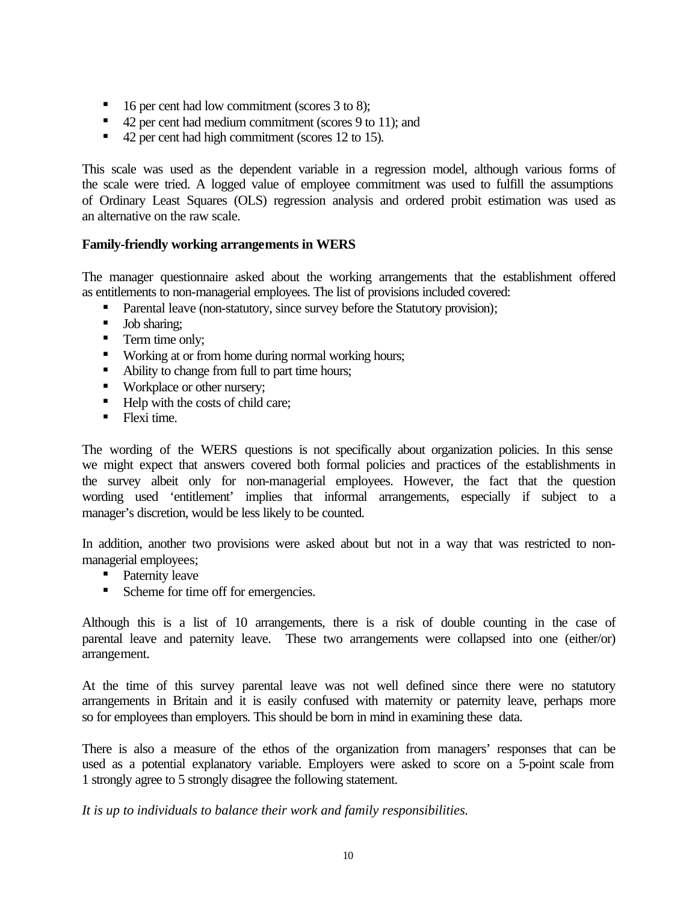- 16 per cent had low commitment (scores 3 to 8);
- 42 per cent had medium commitment (scores 9 to 11); and
- 42 per cent had high commitment (scores 12 to 15).

This scale was used as the dependent variable in a regression model, although various forms of the scale were tried. A logged value of employee commitment was used to fulfill the assumptions of Ordinary Least Squares (OLS) regression analysis and ordered probit estimation was used as an alternative on the raw scale.

**Family-friendly working arrangements in WERS**

The manager questionnaire asked about the working arrangements that the establishment offered as entitlements to non-managerial employees. The list of provisions included covered:

- Parental leave (non-statutory, since survey before the Statutory provision);
- Job sharing;
- Term time only;
- Working at or from home during normal working hours;
- Ability to change from full to part time hours;
- Workplace or other nursery;
- Help with the costs of child care;
- Flexi time.

The wording of the WERS questions is not specifically about organization policies. In this sense we might expect that answers covered both formal policies and practices of the establishments in the survey albeit only for non-managerial employees. However, the fact that the question wording used 'entitlement' implies that informal arrangements, especially if subject to a manager's discretion, would be less likely to be counted.

In addition, another two provisions were asked about but not in a way that was restricted to non-managerial employees;

- Paternity leave
- Scheme for time off for emergencies.

Although this is a list of 10 arrangements, there is a risk of double counting in the case of parental leave and paternity leave. These two arrangements were collapsed into one (either/or) arrangement.

At the time of this survey parental leave was not well defined since there were no statutory arrangements in Britain and it is easily confused with maternity or paternity leave, perhaps more so for employees than employers. This should be born in mind in examining these data.

There is also a measure of the ethos of the organization from managers' responses that can be used as a potential explanatory variable. Employers were asked to score on a 5-point scale from 1 strongly agree to 5 strongly disagree the following statement.

*It is up to individuals to balance their work and family responsibilities.*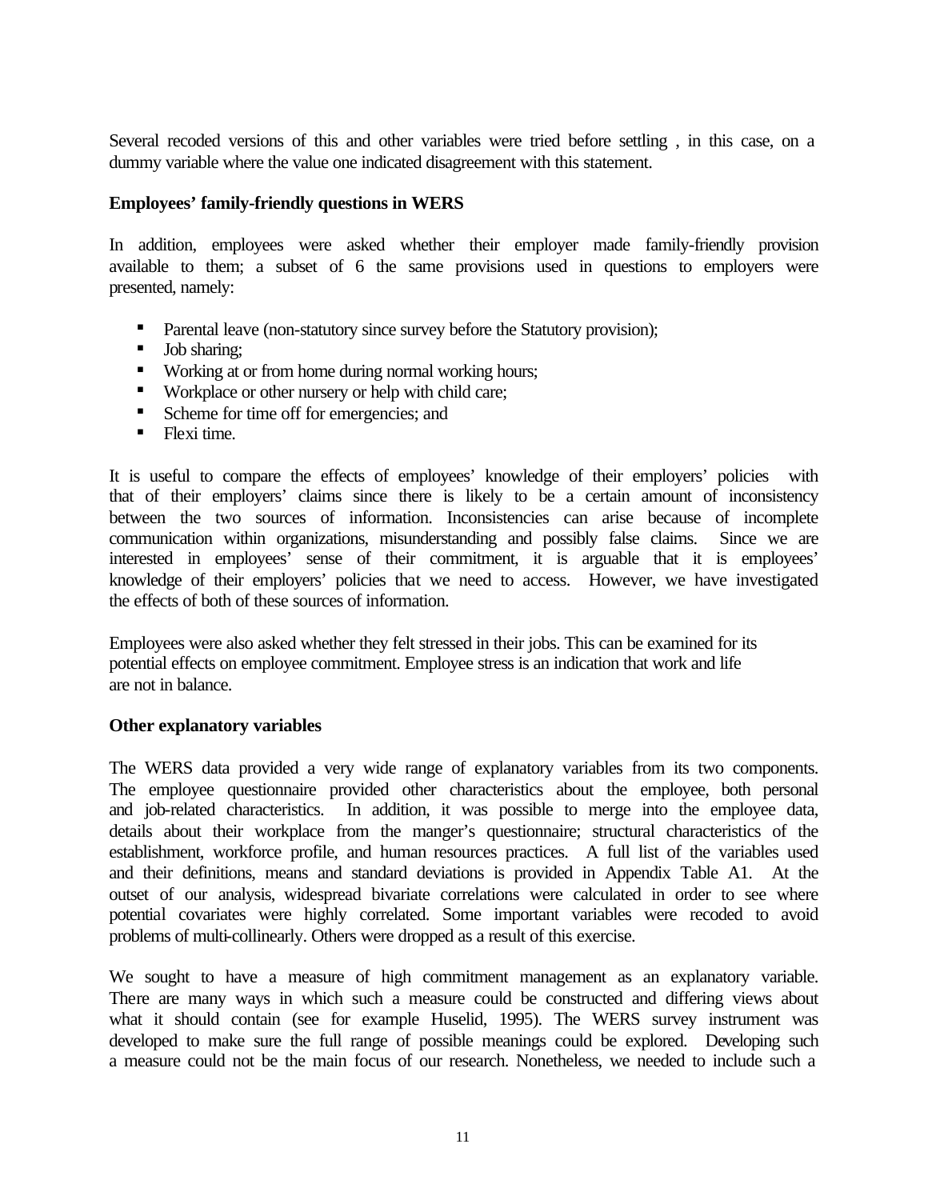Several recoded versions of this and other variables were tried before settling , in this case, on a dummy variable where the value one indicated disagreement with this statement.

### Employees' family-friendly questions in WERS

In addition, employees were asked whether their employer made family-friendly provision available to them; a subset of 6 the same provisions used in questions to employers were presented, namely:

- Parental leave (non-statutory since survey before the Statutory provision);
- Job sharing;
- Working at or from home during normal working hours;
- Workplace or other nursery or help with child care;
- Scheme for time off for emergencies; and
- Flexi time.

It is useful to compare the effects of employees' knowledge of their employers' policies with that of their employers' claims since there is likely to be a certain amount of inconsistency between the two sources of information. Inconsistencies can arise because of incomplete communication within organizations, misunderstanding and possibly false claims. Since we are interested in employees' sense of their commitment, it is arguable that it is employees' knowledge of their employers' policies that we need to access. However, we have investigated the effects of both of these sources of information.

Employees were also asked whether they felt stressed in their jobs. This can be examined for its potential effects on employee commitment. Employee stress is an indication that work and life are not in balance.

### Other explanatory variables

The WERS data provided a very wide range of explanatory variables from its two components. The employee questionnaire provided other characteristics about the employee, both personal and job-related characteristics. In addition, it was possible to merge into the employee data, details about their workplace from the manger's questionnaire; structural characteristics of the establishment, workforce profile, and human resources practices. A full list of the variables used and their definitions, means and standard deviations is provided in Appendix Table A1. At the outset of our analysis, widespread bivariate correlations were calculated in order to see where potential covariates were highly correlated. Some important variables were recoded to avoid problems of multi-collinearly. Others were dropped as a result of this exercise.

We sought to have a measure of high commitment management as an explanatory variable. There are many ways in which such a measure could be constructed and differing views about what it should contain (see for example Huselid, 1995). The WERS survey instrument was developed to make sure the full range of possible meanings could be explored. Developing such a measure could not be the main focus of our research. Nonetheless, we needed to include such a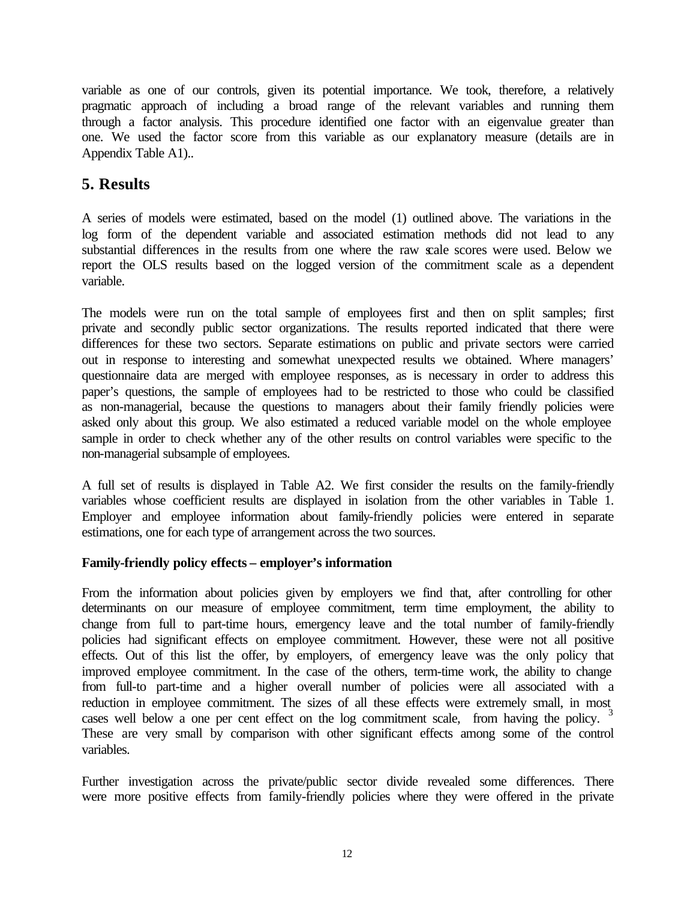variable as one of our controls, given its potential importance. We took, therefore, a relatively pragmatic approach of including a broad range of the relevant variables and running them through a factor analysis. This procedure identified one factor with an eigenvalue greater than one. We used the factor score from this variable as our explanatory measure (details are in Appendix Table A1)..

## 5. Results

A series of models were estimated, based on the model (1) outlined above. The variations in the log form of the dependent variable and associated estimation methods did not lead to any substantial differences in the results from one where the raw scale scores were used. Below we report the OLS results based on the logged version of the commitment scale as a dependent variable.

The models were run on the total sample of employees first and then on split samples; first private and secondly public sector organizations. The results reported indicated that there were differences for these two sectors. Separate estimations on public and private sectors were carried out in response to interesting and somewhat unexpected results we obtained. Where managers' questionnaire data are merged with employee responses, as is necessary in order to address this paper's questions, the sample of employees had to be restricted to those who could be classified as non-managerial, because the questions to managers about their family friendly policies were asked only about this group. We also estimated a reduced variable model on the whole employee sample in order to check whether any of the other results on control variables were specific to the non-managerial subsample of employees.

A full set of results is displayed in Table A2. We first consider the results on the family-friendly variables whose coefficient results are displayed in isolation from the other variables in Table 1. Employer and employee information about family-friendly policies were entered in separate estimations, one for each type of arrangement across the two sources.

**Family-friendly policy effects – employer's information**

From the information about policies given by employers we find that, after controlling for other determinants on our measure of employee commitment, term time employment, the ability to change from full to part-time hours, emergency leave and the total number of family-friendly policies had significant effects on employee commitment. However, these were not all positive effects. Out of this list the offer, by employers, of emergency leave was the only policy that improved employee commitment. In the case of the others, term-time work, the ability to change from full-to part-time and a higher overall number of policies were all associated with a reduction in employee commitment. The sizes of all these effects were extremely small, in most cases well below a one per cent effect on the log commitment scale, from having the policy. [3] These are very small by comparison with other significant effects among some of the control variables.

Further investigation across the private/public sector divide revealed some differences. There were more positive effects from family-friendly policies where they were offered in the private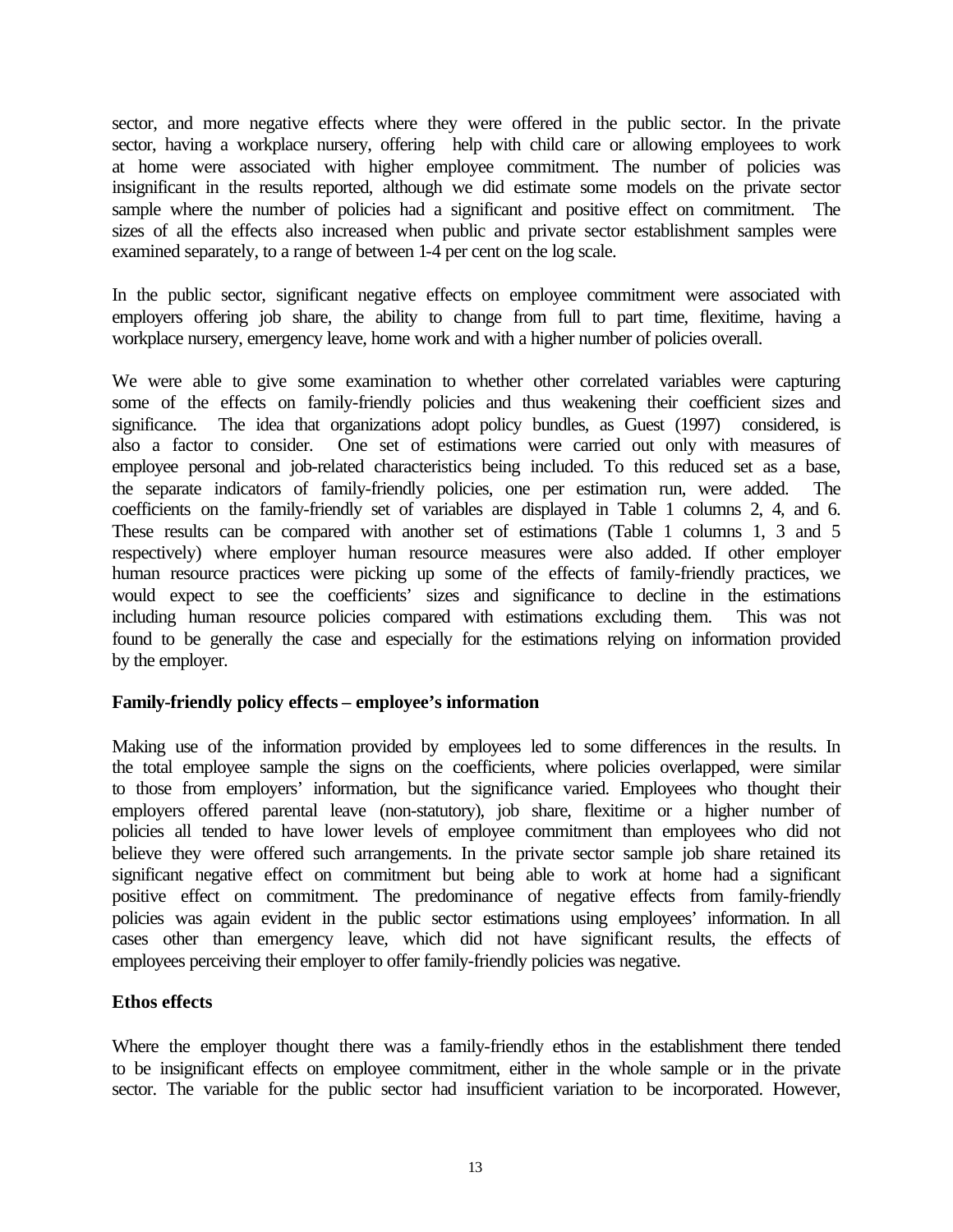sector, and more negative effects where they were offered in the public sector. In the private sector, having a workplace nursery, offering help with child care or allowing employees to work at home were associated with higher employee commitment. The number of policies was insignificant in the results reported, although we did estimate some models on the private sector sample where the number of policies had a significant and positive effect on commitment. The sizes of all the effects also increased when public and private sector establishment samples were examined separately, to a range of between 1-4 per cent on the log scale.

In the public sector, significant negative effects on employee commitment were associated with employers offering job share, the ability to change from full to part time, flexitime, having a workplace nursery, emergency leave, home work and with a higher number of policies overall.

We were able to give some examination to whether other correlated variables were capturing some of the effects on family-friendly policies and thus weakening their coefficient sizes and significance. The idea that organizations adopt policy bundles, as Guest (1997) considered, is also a factor to consider. One set of estimations were carried out only with measures of employee personal and job-related characteristics being included. To this reduced set as a base, the separate indicators of family-friendly policies, one per estimation run, were added. The coefficients on the family-friendly set of variables are displayed in Table 1 columns 2, 4, and 6. These results can be compared with another set of estimations (Table 1 columns 1, 3 and 5 respectively) where employer human resource measures were also added. If other employer human resource practices were picking up some of the effects of family-friendly practices, we would expect to see the coefficients' sizes and significance to decline in the estimations including human resource policies compared with estimations excluding them. This was not found to be generally the case and especially for the estimations relying on information provided by the employer.

**Family-friendly policy effects – employee's information**

Making use of the information provided by employees led to some differences in the results. In the total employee sample the signs on the coefficients, where policies overlapped, were similar to those from employers' information, but the significance varied. Employees who thought their employers offered parental leave (non-statutory), job share, flexitime or a higher number of policies all tended to have lower levels of employee commitment than employees who did not believe they were offered such arrangements. In the private sector sample job share retained its significant negative effect on commitment but being able to work at home had a significant positive effect on commitment. The predominance of negative effects from family-friendly policies was again evident in the public sector estimations using employees' information. In all cases other than emergency leave, which did not have significant results, the effects of employees perceiving their employer to offer family-friendly policies was negative.

**Ethos effects**

Where the employer thought there was a family-friendly ethos in the establishment there tended to be insignificant effects on employee commitment, either in the whole sample or in the private sector. The variable for the public sector had insufficient variation to be incorporated. However,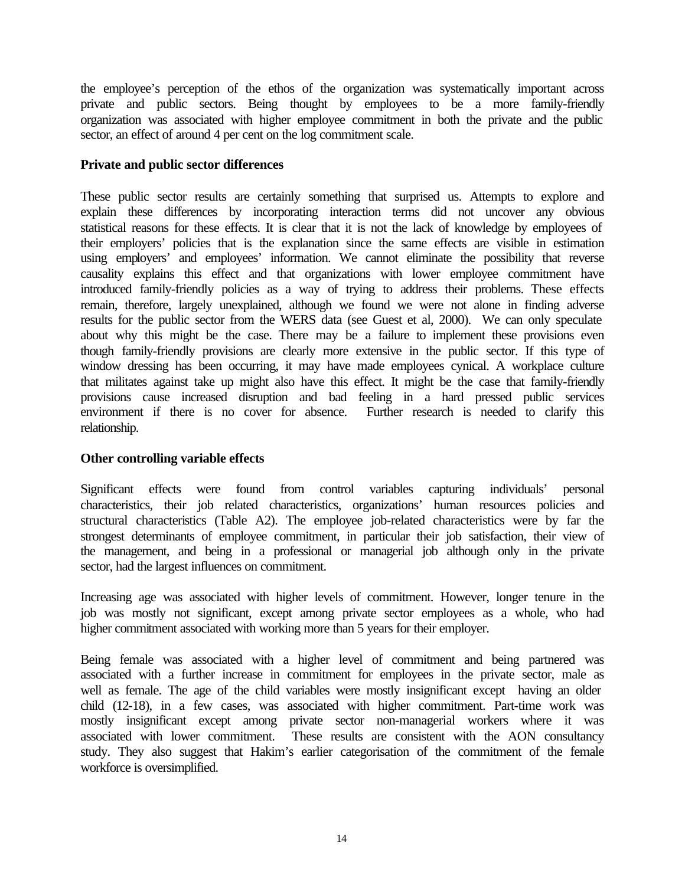the employee's perception of the ethos of the organization was systematically important across private and public sectors. Being thought by employees to be a more family-friendly organization was associated with higher employee commitment in both the private and the public sector, an effect of around 4 per cent on the log commitment scale.

**Private and public sector differences**

These public sector results are certainly something that surprised us. Attempts to explore and explain these differences by incorporating interaction terms did not uncover any obvious statistical reasons for these effects. It is clear that it is not the lack of knowledge by employees of their employers' policies that is the explanation since the same effects are visible in estimation using employers' and employees' information. We cannot eliminate the possibility that reverse causality explains this effect and that organizations with lower employee commitment have introduced family-friendly policies as a way of trying to address their problems. These effects remain, therefore, largely unexplained, although we found we were not alone in finding adverse results for the public sector from the WERS data (see Guest et al, 2000). We can only speculate about why this might be the case. There may be a failure to implement these provisions even though family-friendly provisions are clearly more extensive in the public sector. If this type of window dressing has been occurring, it may have made employees cynical. A workplace culture that militates against take up might also have this effect. It might be the case that family-friendly provisions cause increased disruption and bad feeling in a hard pressed public services environment if there is no cover for absence. Further research is needed to clarify this relationship.

**Other controlling variable effects**

Significant effects were found from control variables capturing individuals' personal characteristics, their job related characteristics, organizations' human resources policies and structural characteristics (Table A2). The employee job-related characteristics were by far the strongest determinants of employee commitment, in particular their job satisfaction, their view of the management, and being in a professional or managerial job although only in the private sector, had the largest influences on commitment.

Increasing age was associated with higher levels of commitment. However, longer tenure in the job was mostly not significant, except among private sector employees as a whole, who had higher commitment associated with working more than 5 years for their employer.

Being female was associated with a higher level of commitment and being partnered was associated with a further increase in commitment for employees in the private sector, male as well as female. The age of the child variables were mostly insignificant except having an older child (12-18), in a few cases, was associated with higher commitment. Part-time work was mostly insignificant except among private sector non-managerial workers where it was associated with lower commitment. These results are consistent with the AON consultancy study. They also suggest that Hakim's earlier categorisation of the commitment of the female workforce is oversimplified.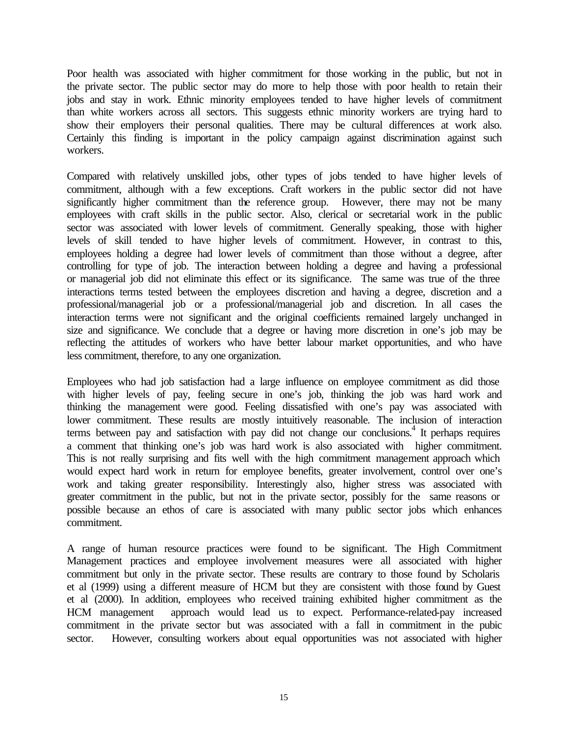Poor health was associated with higher commitment for those working in the public, but not in the private sector. The public sector may do more to help those with poor health to retain their jobs and stay in work. Ethnic minority employees tended to have higher levels of commitment than white workers across all sectors. This suggests ethnic minority workers are trying hard to show their employers their personal qualities. There may be cultural differences at work also. Certainly this finding is important in the policy campaign against discrimination against such workers.

Compared with relatively unskilled jobs, other types of jobs tended to have higher levels of commitment, although with a few exceptions. Craft workers in the public sector did not have significantly higher commitment than the reference group. However, there may not be many employees with craft skills in the public sector. Also, clerical or secretarial work in the public sector was associated with lower levels of commitment. Generally speaking, those with higher levels of skill tended to have higher levels of commitment. However, in contrast to this, employees holding a degree had lower levels of commitment than those without a degree, after controlling for type of job. The interaction between holding a degree and having a professional or managerial job did not eliminate this effect or its significance. The same was true of the three interactions terms tested between the employees discretion and having a degree, discretion and a professional/managerial job or a professional/managerial job and discretion. In all cases the interaction terms were not significant and the original coefficients remained largely unchanged in size and significance. We conclude that a degree or having more discretion in one's job may be reflecting the attitudes of workers who have better labour market opportunities, and who have less commitment, therefore, to any one organization.

Employees who had job satisfaction had a large influence on employee commitment as did those with higher levels of pay, feeling secure in one's job, thinking the job was hard work and thinking the management were good. Feeling dissatisfied with one's pay was associated with lower commitment. These results are mostly intuitively reasonable. The inclusion of interaction terms between pay and satisfaction with pay did not change our conclusions.[4] It perhaps requires a comment that thinking one's job was hard work is also associated with higher commitment. This is not really surprising and fits well with the high commitment management approach which would expect hard work in return for employee benefits, greater involvement, control over one's work and taking greater responsibility. Interestingly also, higher stress was associated with greater commitment in the public, but not in the private sector, possibly for the same reasons or possible because an ethos of care is associated with many public sector jobs which enhances commitment.

A range of human resource practices were found to be significant. The High Commitment Management practices and employee involvement measures were all associated with higher commitment but only in the private sector. These results are contrary to those found by Scholaris et al (1999) using a different measure of HCM but they are consistent with those found by Guest et al (2000). In addition, employees who received training exhibited higher commitment as the HCM management approach would lead us to expect. Performance-related-pay increased commitment in the private sector but was associated with a fall in commitment in the pubic sector. However, consulting workers about equal opportunities was not associated with higher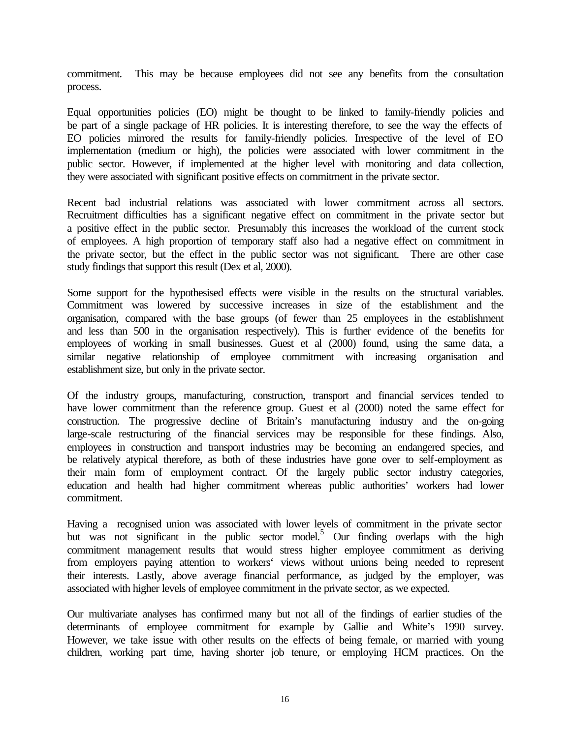commitment. This may be because employees did not see any benefits from the consultation process.

Equal opportunities policies (EO) might be thought to be linked to family-friendly policies and be part of a single package of HR policies. It is interesting therefore, to see the way the effects of EO policies mirrored the results for family-friendly policies. Irrespective of the level of EO implementation (medium or high), the policies were associated with lower commitment in the public sector. However, if implemented at the higher level with monitoring and data collection, they were associated with significant positive effects on commitment in the private sector.

Recent bad industrial relations was associated with lower commitment across all sectors. Recruitment difficulties has a significant negative effect on commitment in the private sector but a positive effect in the public sector. Presumably this increases the workload of the current stock of employees. A high proportion of temporary staff also had a negative effect on commitment in the private sector, but the effect in the public sector was not significant. There are other case study findings that support this result (Dex et al, 2000).

Some support for the hypothesised effects were visible in the results on the structural variables. Commitment was lowered by successive increases in size of the establishment and the organisation, compared with the base groups (of fewer than 25 employees in the establishment and less than 500 in the organisation respectively). This is further evidence of the benefits for employees of working in small businesses. Guest et al (2000) found, using the same data, a similar negative relationship of employee commitment with increasing organisation and establishment size, but only in the private sector.

Of the industry groups, manufacturing, construction, transport and financial services tended to have lower commitment than the reference group. Guest et al (2000) noted the same effect for construction. The progressive decline of Britain's manufacturing industry and the on-going large-scale restructuring of the financial services may be responsible for these findings. Also, employees in construction and transport industries may be becoming an endangered species, and be relatively atypical therefore, as both of these industries have gone over to self-employment as their main form of employment contract. Of the largely public sector industry categories, education and health had higher commitment whereas public authorities' workers had lower commitment.

Having a recognised union was associated with lower levels of commitment in the private sector but was not significant in the public sector model.[5] Our finding overlaps with the high commitment management results that would stress higher employee commitment as deriving from employers paying attention to workers' views without unions being needed to represent their interests. Lastly, above average financial performance, as judged by the employer, was associated with higher levels of employee commitment in the private sector, as we expected.

Our multivariate analyses has confirmed many but not all of the findings of earlier studies of the determinants of employee commitment for example by Gallie and White's 1990 survey. However, we take issue with other results on the effects of being female, or married with young children, working part time, having shorter job tenure, or employing HCM practices. On the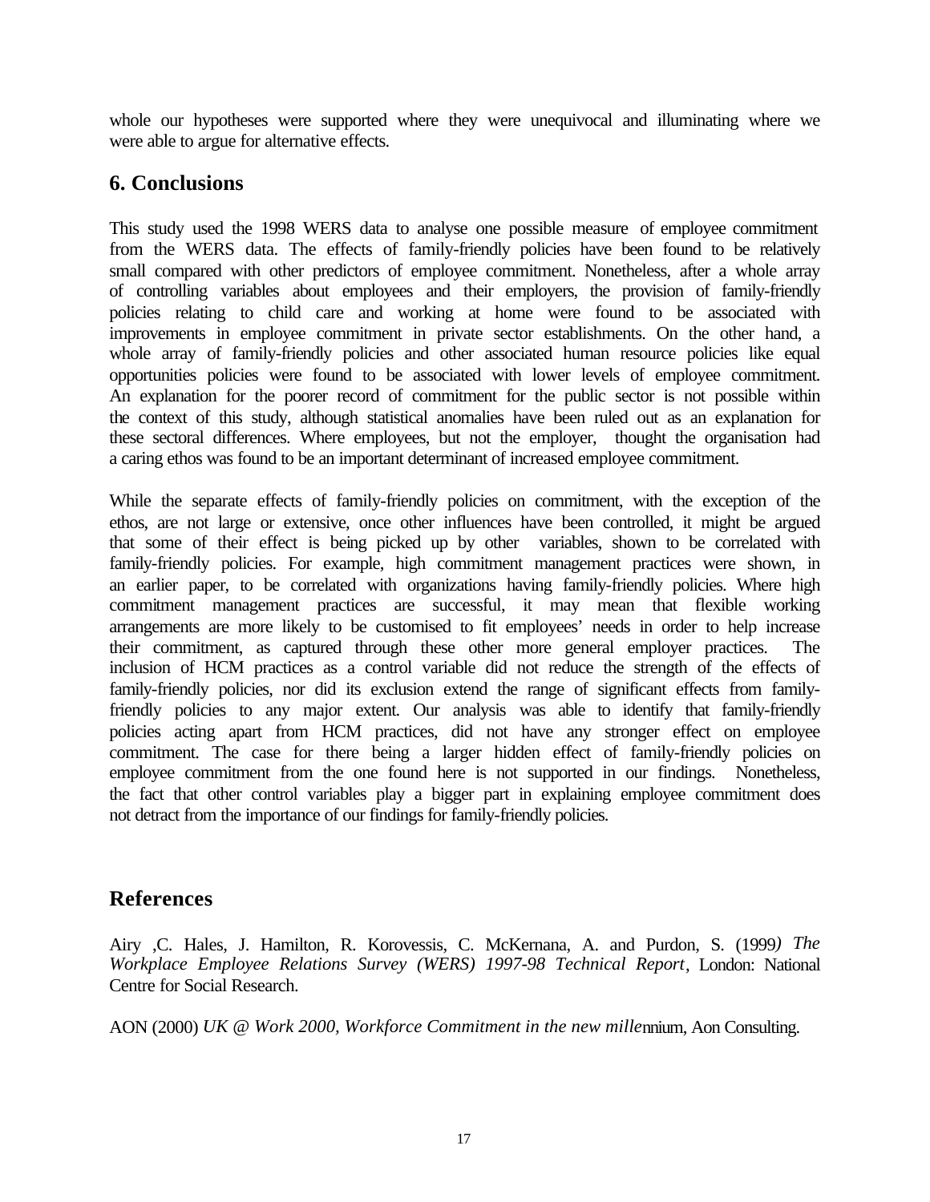whole our hypotheses were supported where they were unequivocal and illuminating where we were able to argue for alternative effects.

## 6. Conclusions

This study used the 1998 WERS data to analyse one possible measure of employee commitment from the WERS data. The effects of family-friendly policies have been found to be relatively small compared with other predictors of employee commitment. Nonetheless, after a whole array of controlling variables about employees and their employers, the provision of family-friendly policies relating to child care and working at home were found to be associated with improvements in employee commitment in private sector establishments. On the other hand, a whole array of family-friendly policies and other associated human resource policies like equal opportunities policies were found to be associated with lower levels of employee commitment. An explanation for the poorer record of commitment for the public sector is not possible within the context of this study, although statistical anomalies have been ruled out as an explanation for these sectoral differences. Where employees, but not the employer, thought the organisation had a caring ethos was found to be an important determinant of increased employee commitment.

While the separate effects of family-friendly policies on commitment, with the exception of the ethos, are not large or extensive, once other influences have been controlled, it might be argued that some of their effect is being picked up by other variables, shown to be correlated with family-friendly policies. For example, high commitment management practices were shown, in an earlier paper, to be correlated with organizations having family-friendly policies. Where high commitment management practices are successful, it may mean that flexible working arrangements are more likely to be customised to fit employees' needs in order to help increase their commitment, as captured through these other more general employer practices. The inclusion of HCM practices as a control variable did not reduce the strength of the effects of family-friendly policies, nor did its exclusion extend the range of significant effects from family-friendly policies to any major extent. Our analysis was able to identify that family-friendly policies acting apart from HCM practices, did not have any stronger effect on employee commitment. The case for there being a larger hidden effect of family-friendly policies on employee commitment from the one found here is not supported in our findings. Nonetheless, the fact that other control variables play a bigger part in explaining employee commitment does not detract from the importance of our findings for family-friendly policies.

## References

Airy ,C. Hales, J. Hamilton, R. Korovessis, C. McKernana, A. and Purdon, S. (1999) *The Workplace Employee Relations Survey (WERS) 1997-98 Technical Report*, London: National Centre for Social Research.

AON (2000) *UK @ Work 2000, Workforce Commitment in the new millennium*, Aon Consulting.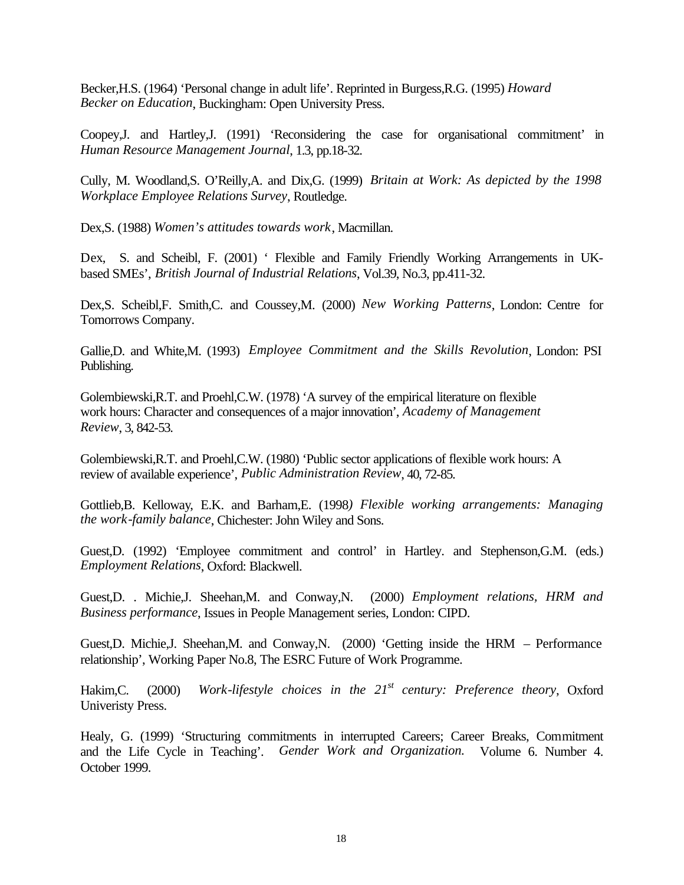Becker,H.S. (1964) 'Personal change in adult life'. Reprinted in Burgess,R.G. (1995) *Howard Becker on Education*, Buckingham: Open University Press.

Coopey,J. and Hartley,J. (1991) 'Reconsidering the case for organisational commitment' in *Human Resource Management Journal*, 1.3, pp.18-32.

Cully, M. Woodland,S. O'Reilly,A. and Dix,G. (1999) *Britain at Work: As depicted by the 1998 Workplace Employee Relations Survey*, Routledge.

Dex,S. (1988) *Women's attitudes towards work*, Macmillan.

Dex, S. and Scheibl, F. (2001) ' Flexible and Family Friendly Working Arrangements in UK-based SMEs', *British Journal of Industrial Relations*, Vol.39, No.3, pp.411-32.

Dex,S. Scheibl,F. Smith,C. and Coussey,M. (2000) *New Working Patterns*, London: Centre for Tomorrows Company.

Gallie,D. and White,M. (1993) *Employee Commitment and the Skills Revolution*, London: PSI Publishing.

Golembiewski,R.T. and Proehl,C.W. (1978) 'A survey of the empirical literature on flexible work hours: Character and consequences of a major innovation', *Academy of Management Review*, 3, 842-53.

Golembiewski,R.T. and Proehl,C.W. (1980) 'Public sector applications of flexible work hours: A review of available experience', *Public Administration Review*, 40, 72-85.

Gottlieb,B. Kelloway, E.K. and Barham,E. (1998*) Flexible working arrangements: Managing the work-family balance*, Chichester: John Wiley and Sons.

Guest,D. (1992) 'Employee commitment and control' in Hartley. and Stephenson,G.M. (eds.) *Employment Relations*, Oxford: Blackwell.

Guest,D. . Michie,J. Sheehan,M. and Conway,N. (2000) *Employment relations, HRM and Business performance*, Issues in People Management series, London: CIPD.

Guest,D. Michie,J. Sheehan,M. and Conway,N. (2000) 'Getting inside the HRM – Performance relationship', Working Paper No.8, The ESRC Future of Work Programme.

Hakim,C. (2000) *Work-lifestyle choices in the 21st century: Preference theory*, Oxford Univeristy Press.

Healy, G. (1999) 'Structuring commitments in interrupted Careers; Career Breaks, Commitment and the Life Cycle in Teaching'. *Gender Work and Organization.* Volume 6. Number 4. October 1999.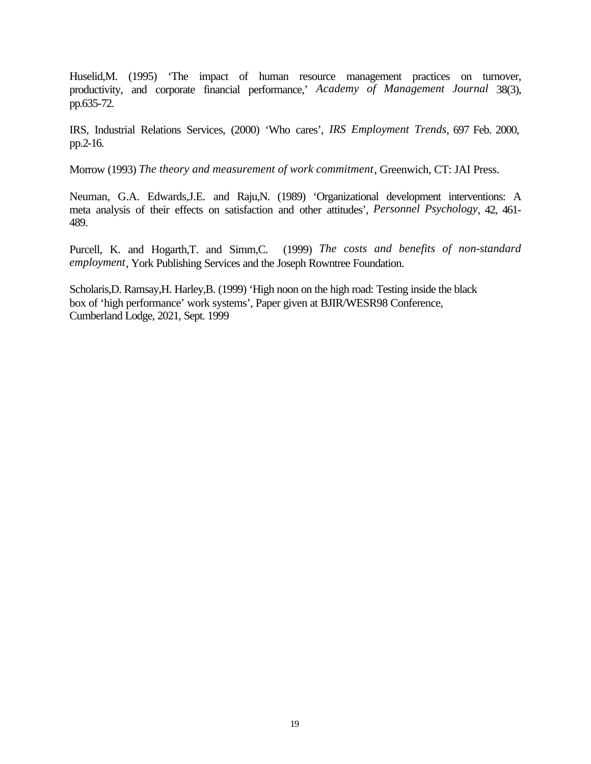Huselid,M. (1995) 'The impact of human resource management practices on turnover, productivity, and corporate financial performance,' *Academy of Management Journal* 38(3), pp.635-72.

IRS, Industrial Relations Services, (2000) 'Who cares', *IRS Employment Trends*, 697 Feb. 2000, pp.2-16.

Morrow (1993) *The theory and measurement of work commitment*, Greenwich, CT: JAI Press.

Neuman, G.A. Edwards,J.E. and Raju,N. (1989) 'Organizational development interventions: A meta analysis of their effects on satisfaction and other attitudes', *Personnel Psychology*, 42, 461-489.

Purcell, K. and Hogarth,T. and Simm,C. (1999) *The costs and benefits of non-standard employment*, York Publishing Services and the Joseph Rowntree Foundation.

Scholaris,D. Ramsay,H. Harley,B. (1999) 'High noon on the high road: Testing inside the black box of 'high performance' work systems', Paper given at BJIR/WESR98 Conference, Cumberland Lodge, 2021, Sept. 1999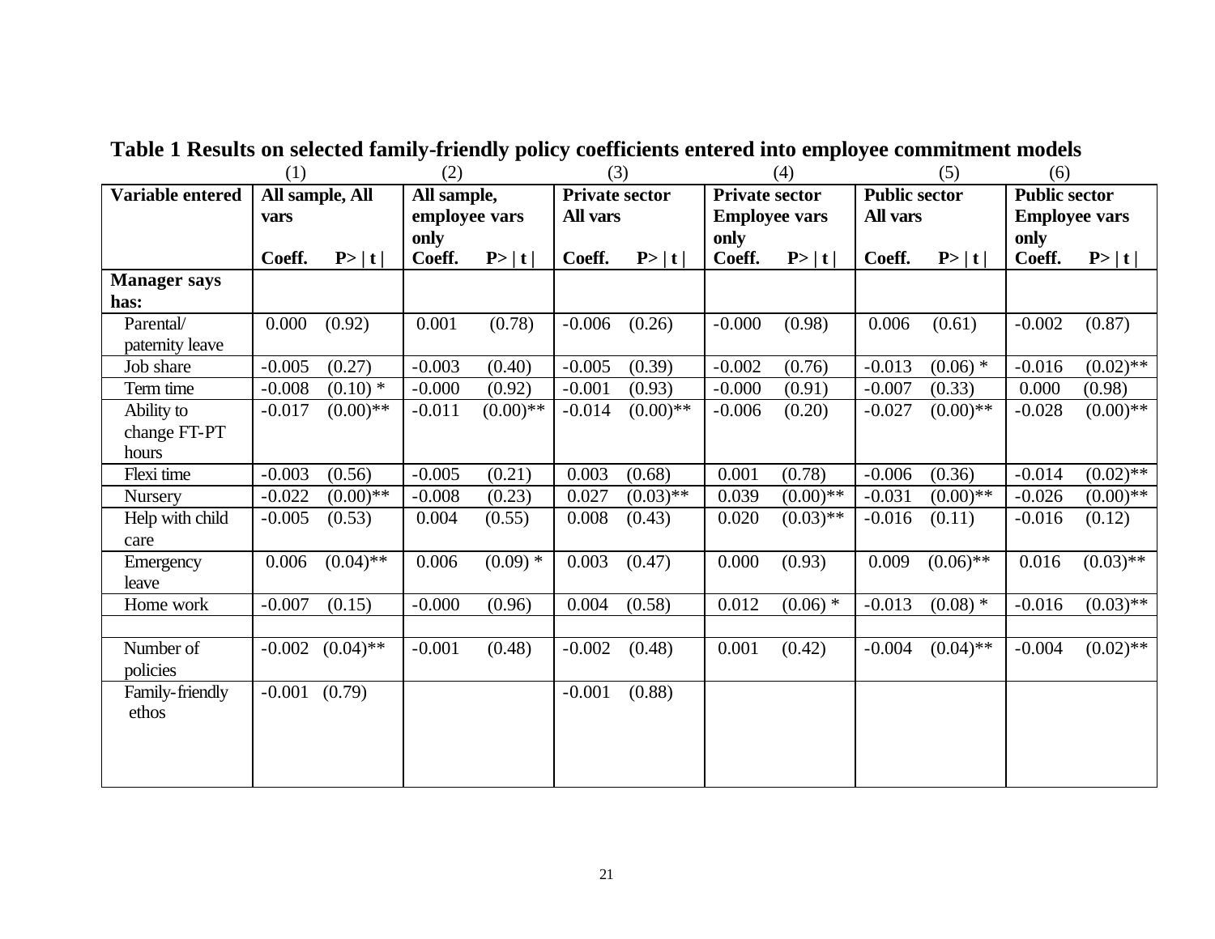**Table 1 Results on selected family-friendly policy coefficients entered into employee commitment models**

| | (1) | | (2) | | (3) | | (4) | | (5) | | (6) | |
|---|---|---|---|---|---|---|---|---|---|---|---|---|
| **Variable entered** | **All sample, All vars** | | **All sample, employee vars only** | | **Private sector All vars** | | **Private sector Employee vars only** | | **Public sector All vars** | | **Public sector Employee vars only** | |
| | **Coeff.** | **P>\|t\|** | **Coeff.** | **P>\|t\|** | **Coeff.** | **P>\|t\|** | **Coeff.** | **P>\|t\|** | **Coeff.** | **P>\|t\|** | **Coeff.** | **P>\|t\|** |
| **Manager says has:** | | | | | | | | | | | | |
| Parental/ paternity leave | 0.000 | (0.92) | 0.001 | (0.78) | -0.006 | (0.26) | -0.000 | (0.98) | 0.006 | (0.61) | -0.002 | (0.87) |
| Job share | -0.005 | (0.27) | -0.003 | (0.40) | -0.005 | (0.39) | -0.002 | (0.76) | -0.013 | (0.06) * | -0.016 | (0.02)** |
| Term time | -0.008 | (0.10) * | -0.000 | (0.92) | -0.001 | (0.93) | -0.000 | (0.91) | -0.007 | (0.33) | 0.000 | (0.98) |
| Ability to change FT-PT hours | -0.017 | (0.00)** | -0.011 | (0.00)** | -0.014 | (0.00)** | -0.006 | (0.20) | -0.027 | (0.00)** | -0.028 | (0.00)** |
| Flexi time | -0.003 | (0.56) | -0.005 | (0.21) | 0.003 | (0.68) | 0.001 | (0.78) | -0.006 | (0.36) | -0.014 | (0.02)** |
| Nursery | -0.022 | (0.00)** | -0.008 | (0.23) | 0.027 | (0.03)** | 0.039 | (0.00)** | -0.031 | (0.00)** | -0.026 | (0.00)** |
| Help with child care | -0.005 | (0.53) | 0.004 | (0.55) | 0.008 | (0.43) | 0.020 | (0.03)** | -0.016 | (0.11) | -0.016 | (0.12) |
| Emergency leave | 0.006 | (0.04)** | 0.006 | (0.09) * | 0.003 | (0.47) | 0.000 | (0.93) | 0.009 | (0.06)** | 0.016 | (0.03)** |
| Home work | -0.007 | (0.15) | -0.000 | (0.96) | 0.004 | (0.58) | 0.012 | (0.06) * | -0.013 | (0.08) * | -0.016 | (0.03)** |
| | | | | | | | | | | | | |
| Number of policies | -0.002 | (0.04)** | -0.001 | (0.48) | -0.002 | (0.48) | 0.001 | (0.42) | -0.004 | (0.04)** | -0.004 | (0.02)** |
| Family-friendly ethos | -0.001 | (0.79) | | | -0.001 | (0.88) | | | | | | |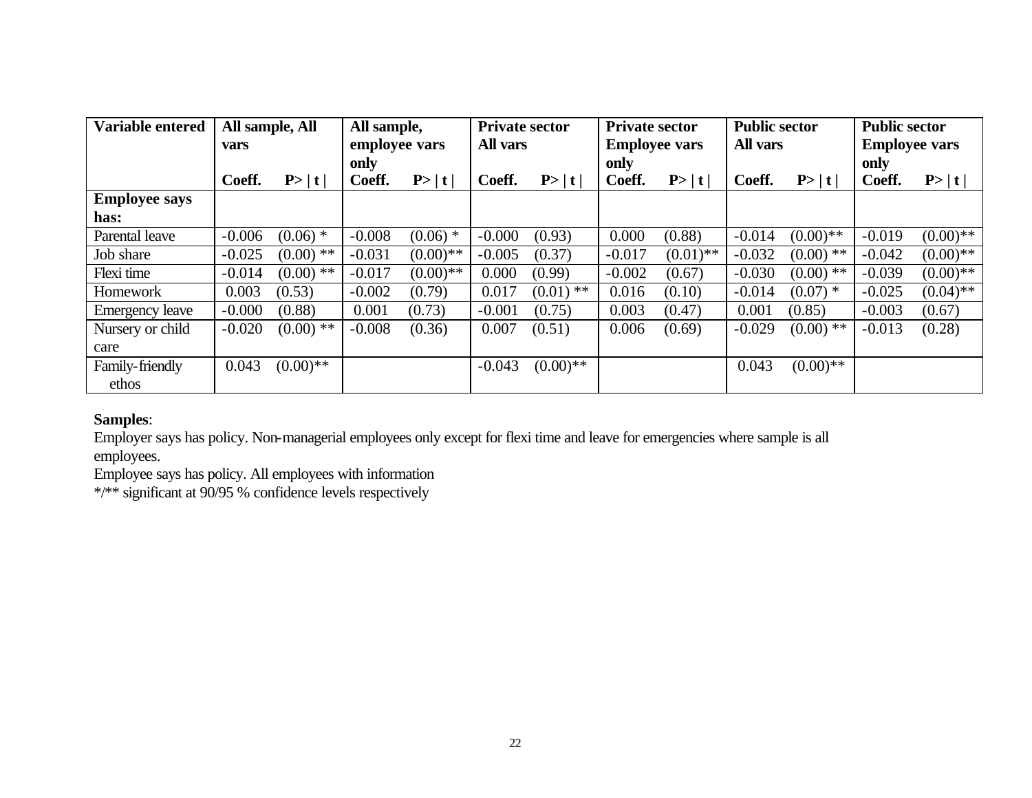| Variable entered | All sample, All vars | | All sample, employee vars only | | Private sector All vars | | Private sector Employee vars only | | Public sector All vars | | Public sector Employee vars only | |
|---|---|---|---|---|---|---|---|---|---|---|---|---|
| | Coeff. | P> \| t \| | Coeff. | P> \| t \| | Coeff. | P> \| t \| | Coeff. | P> \| t \| | Coeff. | P> \| t \| | Coeff. | P> \| t \| |
| **Employee says has:** | | | | | | | | | | | | |
| Parental leave | -0.006 | (0.06) * | -0.008 | (0.06) * | -0.000 | (0.93) | 0.000 | (0.88) | -0.014 | (0.00)** | -0.019 | (0.00)** |
| Job share | -0.025 | (0.00) ** | -0.031 | (0.00)** | -0.005 | (0.37) | -0.017 | (0.01)** | -0.032 | (0.00) ** | -0.042 | (0.00)** |
| Flexi time | -0.014 | (0.00) ** | -0.017 | (0.00)** | 0.000 | (0.99) | -0.002 | (0.67) | -0.030 | (0.00) ** | -0.039 | (0.00)** |
| Homework | 0.003 | (0.53) | -0.002 | (0.79) | 0.017 | (0.01) ** | 0.016 | (0.10) | -0.014 | (0.07) * | -0.025 | (0.04)** |
| Emergency leave | -0.000 | (0.88) | 0.001 | (0.73) | -0.001 | (0.75) | 0.003 | (0.47) | 0.001 | (0.85) | -0.003 | (0.67) |
| Nursery or child care | -0.020 | (0.00) ** | -0.008 | (0.36) | 0.007 | (0.51) | 0.006 | (0.69) | -0.029 | (0.00) ** | -0.013 | (0.28) |
| Family-friendly ethos | 0.043 | (0.00)** | | | -0.043 | (0.00)** | | | 0.043 | (0.00)** | | |

**Samples**:
Employer says has policy. Non-managerial employees only except for flexi time and leave for emergencies where sample is all employees.
Employee says has policy. All employees with information
*/** significant at 90/95 % confidence levels respectively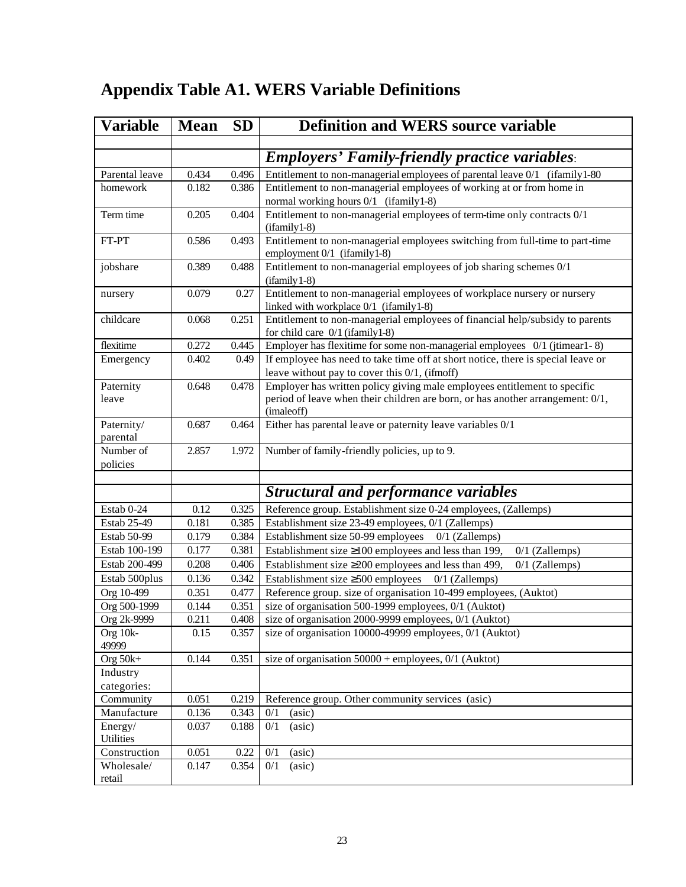# Appendix Table A1. WERS Variable Definitions

| Variable | Mean | SD | Definition and WERS source variable |
|---|---|---|---|
| | | | |
| | | | ***Employers' Family-friendly practice variables***: |
| Parental leave | 0.434 | 0.496 | Entitlement to non-managerial employees of parental leave 0/1 (ifamily1-80 |
| homework | 0.182 | 0.386 | Entitlement to non-managerial employees of working at or from home in normal working hours 0/1 (ifamily1-8) |
| Term time | 0.205 | 0.404 | Entitlement to non-managerial employees of term-time only contracts 0/1 (ifamily1-8) |
| FT-PT | 0.586 | 0.493 | Entitlement to non-managerial employees switching from full-time to part-time employment 0/1 (ifamily1-8) |
| jobshare | 0.389 | 0.488 | Entitlement to non-managerial employees of job sharing schemes 0/1 (ifamily1-8) |
| nursery | 0.079 | 0.27 | Entitlement to non-managerial employees of workplace nursery or nursery linked with workplace 0/1 (ifamily1-8) |
| childcare | 0.068 | 0.251 | Entitlement to non-managerial employees of financial help/subsidy to parents for child care 0/1 (ifamily1-8) |
| flexitime | 0.272 | 0.445 | Employer has flexitime for some non-managerial employees 0/1 (jtimear1- 8) |
| Emergency | 0.402 | 0.49 | If employee has need to take time off at short notice, there is special leave or leave without pay to cover this 0/1, (ifmoff) |
| Paternity leave | 0.648 | 0.478 | Employer has written policy giving male employees entitlement to specific period of leave when their children are born, or has another arrangement: 0/1, (imaleoff) |
| Paternity/ parental | 0.687 | 0.464 | Either has parental leave or paternity leave variables 0/1 |
| Number of policies | 2.857 | 1.972 | Number of family-friendly policies, up to 9. |
| | | | |
| | | | ***Structural and performance variables*** |
| Estab 0-24 | 0.12 | 0.325 | Reference group. Establishment size 0-24 employees, (Zallemps) |
| Estab 25-49 | 0.181 | 0.385 | Establishment size 23-49 employees, 0/1 (Zallemps) |
| Estab 50-99 | 0.179 | 0.384 | Establishment size 50-99 employees 0/1 (Zallemps) |
| Estab 100-199 | 0.177 | 0.381 | Establishment size ≥100 employees and less than 199, 0/1 (Zallemps) |
| Estab 200-499 | 0.208 | 0.406 | Establishment size ≥200 employees and less than 499, 0/1 (Zallemps) |
| Estab 500plus | 0.136 | 0.342 | Establishment size ≥500 employees 0/1 (Zallemps) |
| Org 10-499 | 0.351 | 0.477 | Reference group. size of organisation 10-499 employees, (Auktot) |
| Org 500-1999 | 0.144 | 0.351 | size of organisation 500-1999 employees, 0/1 (Auktot) |
| Org 2k-9999 | 0.211 | 0.408 | size of organisation 2000-9999 employees, 0/1 (Auktot) |
| Org 10k-49999 | 0.15 | 0.357 | size of organisation 10000-49999 employees, 0/1 (Auktot) |
| Org 50k+ | 0.144 | 0.351 | size of organisation 50000 + employees, 0/1 (Auktot) |
| Industry categories: | | | |
| Community | 0.051 | 0.219 | Reference group. Other community services (asic) |
| Manufacture | 0.136 | 0.343 | 0/1 (asic) |
| Energy/ Utilities | 0.037 | 0.188 | 0/1 (asic) |
| Construction | 0.051 | 0.22 | 0/1 (asic) |
| Wholesale/ retail | 0.147 | 0.354 | 0/1 (asic) |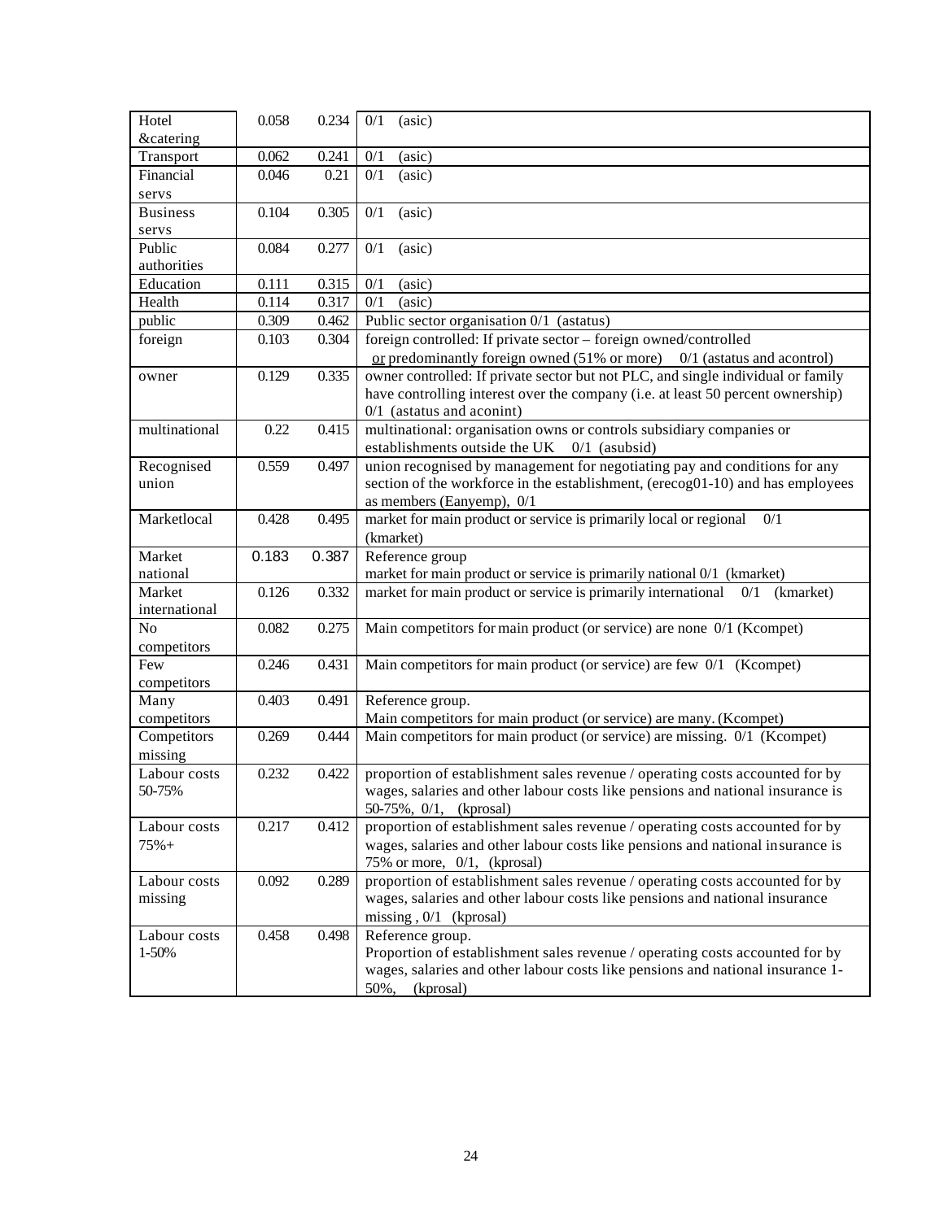| | | | |
|---|---|---|---|
| Hotel &catering | 0.058 | 0.234 | 0/1 (asic) |
| Transport | 0.062 | 0.241 | 0/1 (asic) |
| Financial servs | 0.046 | 0.21 | 0/1 (asic) |
| Business servs | 0.104 | 0.305 | 0/1 (asic) |
| Public authorities | 0.084 | 0.277 | 0/1 (asic) |
| Education | 0.111 | 0.315 | 0/1 (asic) |
| Health | 0.114 | 0.317 | 0/1 (asic) |
| public | 0.309 | 0.462 | Public sector organisation 0/1 (astatus) |
| foreign | 0.103 | 0.304 | foreign controlled: If private sector – foreign owned/controlled or predominantly foreign owned (51% or more) 0/1 (astatus and acontrol) |
| owner | 0.129 | 0.335 | owner controlled: If private sector but not PLC, and single individual or family have controlling interest over the company (i.e. at least 50 percent ownership) 0/1 (astatus and aconint) |
| multinational | 0.22 | 0.415 | multinational: organisation owns or controls subsidiary companies or establishments outside the UK 0/1 (asubsid) |
| Recognised union | 0.559 | 0.497 | union recognised by management for negotiating pay and conditions for any section of the workforce in the establishment, (erecog01-10) and has employees as members (Eanyemp), 0/1 |
| Marketlocal | 0.428 | 0.495 | market for main product or service is primarily local or regional 0/1 (kmarket) |
| Market national | 0.183 | 0.387 | Reference group<br>market for main product or service is primarily national 0/1 (kmarket) |
| Market international | 0.126 | 0.332 | market for main product or service is primarily international 0/1 (kmarket) |
| No competitors | 0.082 | 0.275 | Main competitors for main product (or service) are none 0/1 (Kcompet) |
| Few competitors | 0.246 | 0.431 | Main competitors for main product (or service) are few 0/1 (Kcompet) |
| Many competitors | 0.403 | 0.491 | Reference group.<br>Main competitors for main product (or service) are many. (Kcompet) |
| Competitors missing | 0.269 | 0.444 | Main competitors for main product (or service) are missing. 0/1 (Kcompet) |
| Labour costs 50-75% | 0.232 | 0.422 | proportion of establishment sales revenue / operating costs accounted for by wages, salaries and other labour costs like pensions and national insurance is 50-75%, 0/1, (kprosal) |
| Labour costs 75%+ | 0.217 | 0.412 | proportion of establishment sales revenue / operating costs accounted for by wages, salaries and other labour costs like pensions and national insurance is 75% or more, 0/1, (kprosal) |
| Labour costs missing | 0.092 | 0.289 | proportion of establishment sales revenue / operating costs accounted for by wages, salaries and other labour costs like pensions and national insurance missing , 0/1 (kprosal) |
| Labour costs 1-50% | 0.458 | 0.498 | Reference group.<br>Proportion of establishment sales revenue / operating costs accounted for by wages, salaries and other labour costs like pensions and national insurance 1-50%, (kprosal) |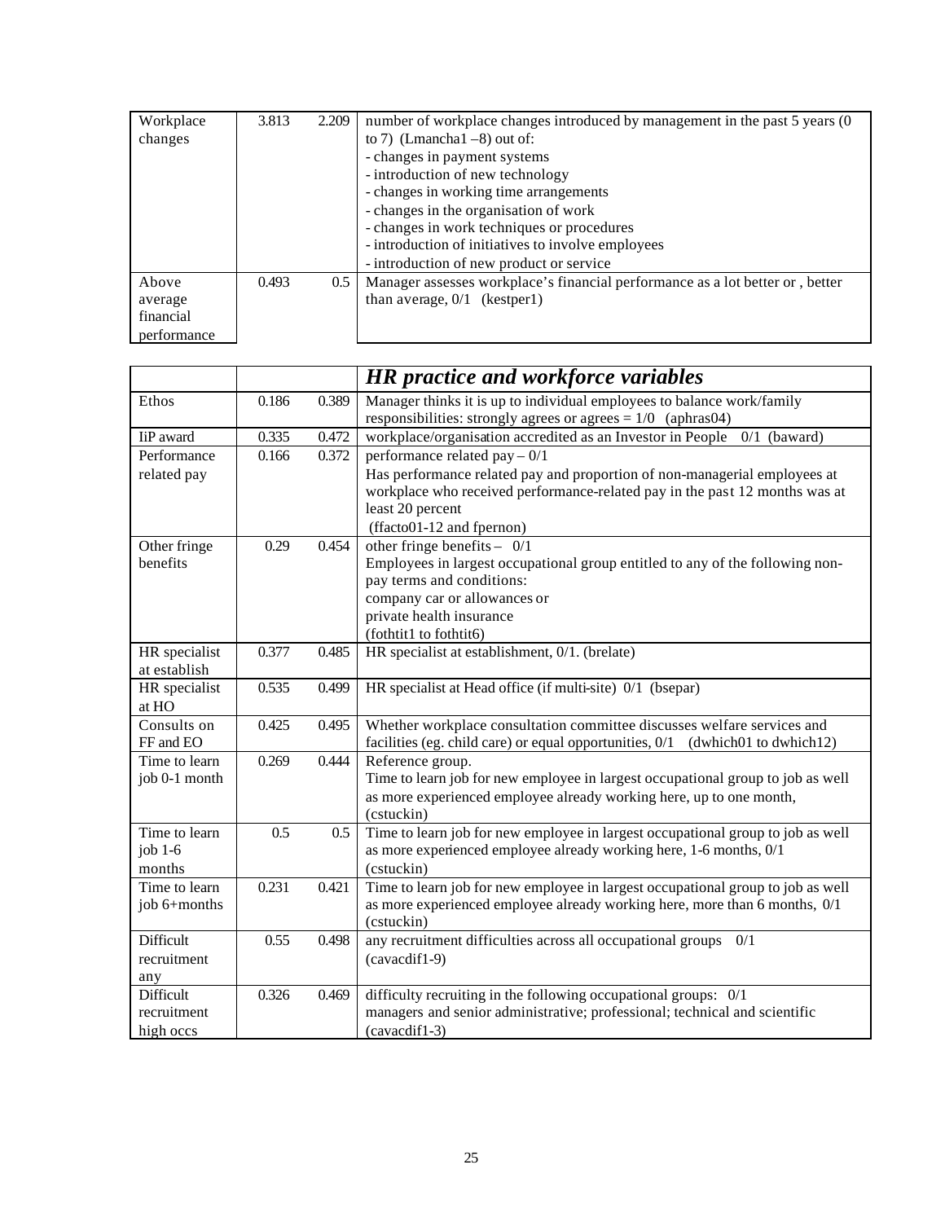| | | | |
|---|---|---|---|
| Workplace changes | 3.813 | 2.209 | number of workplace changes introduced by management in the past 5 years (0 to 7) (Lmancha1 –8) out of:<br>- changes in payment systems<br>- introduction of new technology<br>- changes in working time arrangements<br>- changes in the organisation of work<br>- changes in work techniques or procedures<br>- introduction of initiatives to involve employees<br>- introduction of new product or service |
| Above average financial performance | 0.493 | 0.5 | Manager assesses workplace's financial performance as a lot better or , better than average, 0/1 (kestper1) |

| | | | ***HR practice and workforce variables*** |
|---|---|---|---|
| Ethos | 0.186 | 0.389 | Manager thinks it is up to individual employees to balance work/family responsibilities: strongly agrees or agrees = 1/0 (aphras04) |
| IiP award | 0.335 | 0.472 | workplace/organisation accredited as an Investor in People 0/1 (baward) |
| Performance related pay | 0.166 | 0.372 | performance related pay – 0/1<br>Has performance related pay and proportion of non-managerial employees at workplace who received performance-related pay in the past 12 months was at least 20 percent<br>(ffacto01-12 and fpernon) |
| Other fringe benefits | 0.29 | 0.454 | other fringe benefits – 0/1<br>Employees in largest occupational group entitled to any of the following non-pay terms and conditions:<br>company car or allowances or<br>private health insurance<br>(fothtit1 to fothtit6) |
| HR specialist at establish | 0.377 | 0.485 | HR specialist at establishment, 0/1. (brelate) |
| HR specialist at HO | 0.535 | 0.499 | HR specialist at Head office (if multi-site) 0/1 (bsepar) |
| Consults on FF and EO | 0.425 | 0.495 | Whether workplace consultation committee discusses welfare services and facilities (eg. child care) or equal opportunities, 0/1 (dwhich01 to dwhich12) |
| Time to learn job 0-1 month | 0.269 | 0.444 | Reference group.<br>Time to learn job for new employee in largest occupational group to job as well as more experienced employee already working here, up to one month, (cstuckin) |
| Time to learn job 1-6 months | 0.5 | 0.5 | Time to learn job for new employee in largest occupational group to job as well as more experienced employee already working here, 1-6 months, 0/1 (cstuckin) |
| Time to learn job 6+months | 0.231 | 0.421 | Time to learn job for new employee in largest occupational group to job as well as more experienced employee already working here, more than 6 months, 0/1 (cstuckin) |
| Difficult recruitment any | 0.55 | 0.498 | any recruitment difficulties across all occupational groups 0/1<br>(cavacdif1-9) |
| Difficult recruitment high occs | 0.326 | 0.469 | difficulty recruiting in the following occupational groups: 0/1<br>managers and senior administrative; professional; technical and scientific<br>(cavacdif1-3) |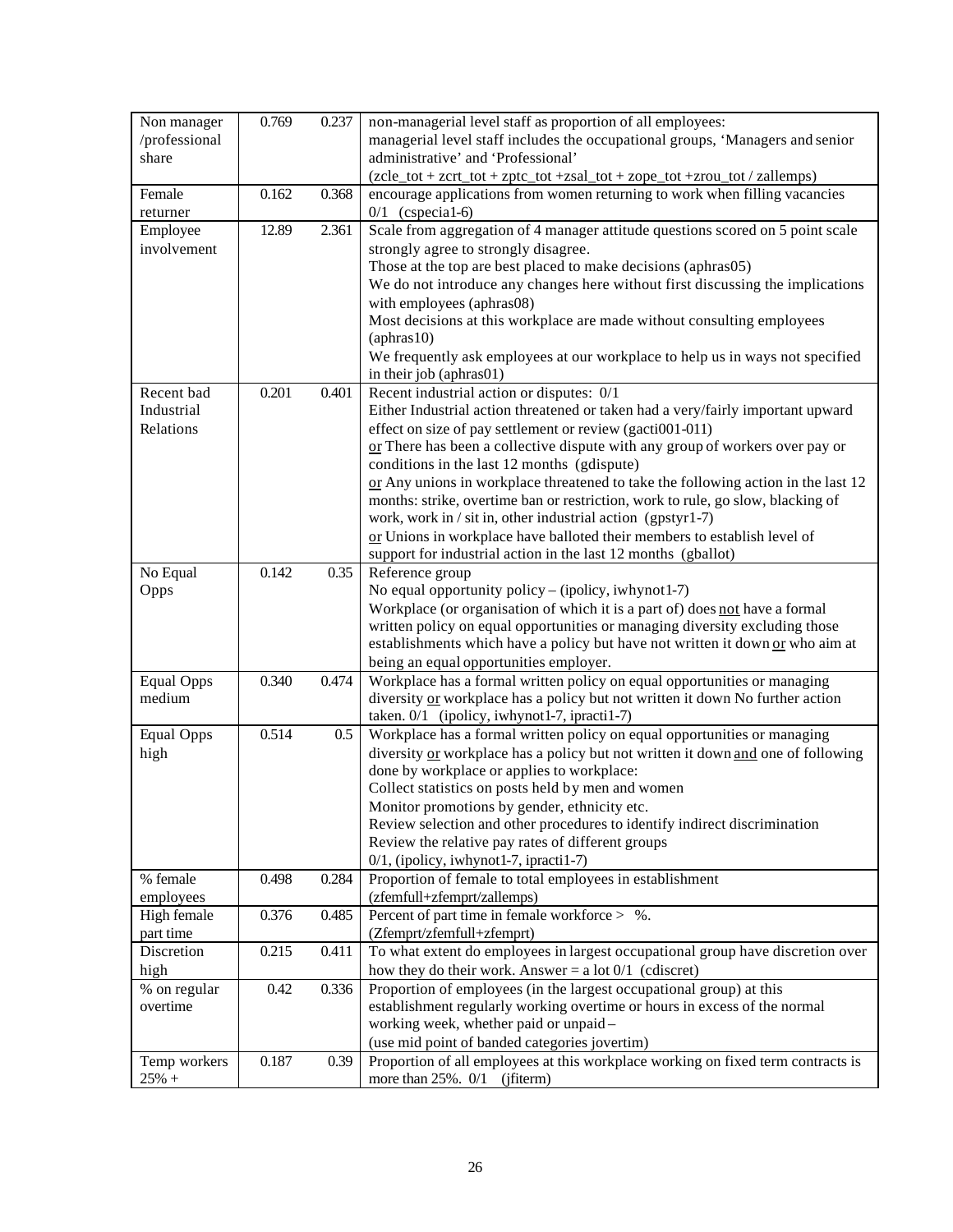| | | | |
|---|---|---|---|
| Non manager /professional share | 0.769 | 0.237 | non-managerial level staff as proportion of all employees: managerial level staff includes the occupational groups, 'Managers and senior administrative' and 'Professional' (zcle_tot + zcrt_tot + zptc_tot +zsal_tot + zope_tot +zrou_tot / zallemps) |
| Female returner | 0.162 | 0.368 | encourage applications from women returning to work when filling vacancies 0/1 (cspecia1-6) |
| Employee involvement | 12.89 | 2.361 | Scale from aggregation of 4 manager attitude questions scored on 5 point scale strongly agree to strongly disagree.<br>Those at the top are best placed to make decisions (aphras05)<br>We do not introduce any changes here without first discussing the implications with employees (aphras08)<br>Most decisions at this workplace are made without consulting employees (aphras10)<br>We frequently ask employees at our workplace to help us in ways not specified in their job (aphras01) |
| Recent bad Industrial Relations | 0.201 | 0.401 | Recent industrial action or disputes: 0/1<br>Either Industrial action threatened or taken had a very/fairly important upward effect on size of pay settlement or review (gacti001-011)<br>or There has been a collective dispute with any group of workers over pay or conditions in the last 12 months (gdispute)<br>or Any unions in workplace threatened to take the following action in the last 12 months: strike, overtime ban or restriction, work to rule, go slow, blacking of work, work in / sit in, other industrial action (gpstyr1-7)<br>or Unions in workplace have balloted their members to establish level of support for industrial action in the last 12 months (gballot) |
| No Equal Opps | 0.142 | 0.35 | Reference group<br>No equal opportunity policy – (ipolicy, iwhynot1-7)<br>Workplace (or organisation of which it is a part of) does not have a formal written policy on equal opportunities or managing diversity excluding those establishments which have a policy but have not written it down or who aim at being an equal opportunities employer. |
| Equal Opps medium | 0.340 | 0.474 | Workplace has a formal written policy on equal opportunities or managing diversity or workplace has a policy but not written it down No further action taken. 0/1 (ipolicy, iwhynot1-7, ipracti1-7) |
| Equal Opps high | 0.514 | 0.5 | Workplace has a formal written policy on equal opportunities or managing diversity or workplace has a policy but not written it down and one of following done by workplace or applies to workplace:<br>Collect statistics on posts held by men and women<br>Monitor promotions by gender, ethnicity etc.<br>Review selection and other procedures to identify indirect discrimination<br>Review the relative pay rates of different groups<br>0/1, (ipolicy, iwhynot1-7, ipracti1-7) |
| % female employees | 0.498 | 0.284 | Proportion of female to total employees in establishment (zfemfull+zfemprt/zallemps) |
| High female part time | 0.376 | 0.485 | Percent of part time in female workforce > %. (Zfemprt/zfemfull+zfemprt) |
| Discretion high | 0.215 | 0.411 | To what extent do employees in largest occupational group have discretion over how they do their work. Answer = a lot 0/1 (cdiscret) |
| % on regular overtime | 0.42 | 0.336 | Proportion of employees (in the largest occupational group) at this establishment regularly working overtime or hours in excess of the normal working week, whether paid or unpaid – (use mid point of banded categories jovertim) |
| Temp workers 25% + | 0.187 | 0.39 | Proportion of all employees at this workplace working on fixed term contracts is more than 25%. 0/1 (jfiterm) |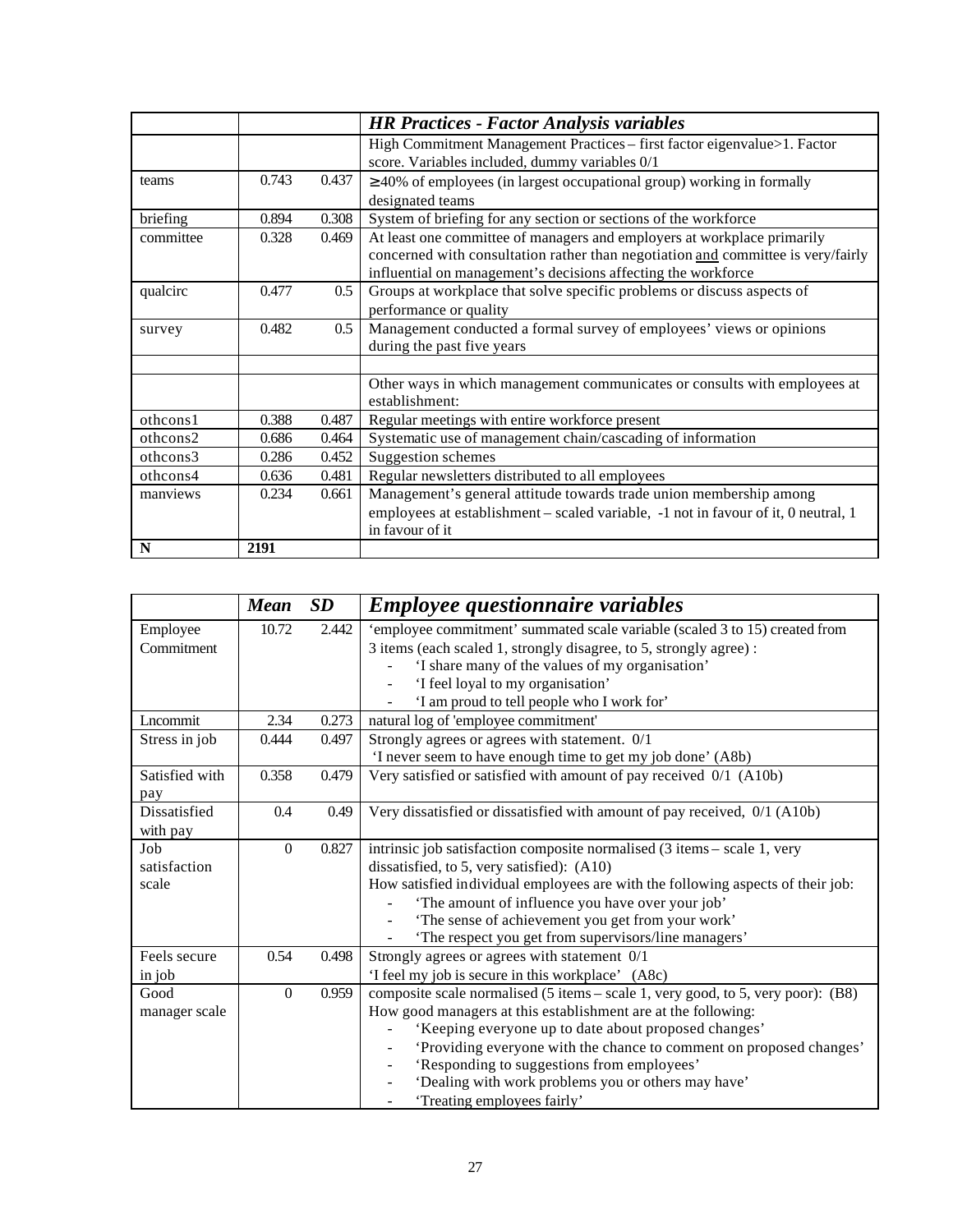| | | | *HR Practices - Factor Analysis variables* |
|---|---|---|---|
| | | | High Commitment Management Practices – first factor eigenvalue>1. Factor score. Variables included, dummy variables 0/1 |
| teams | 0.743 | 0.437 | ≥ 40% of employees (in largest occupational group) working in formally designated teams |
| briefing | 0.894 | 0.308 | System of briefing for any section or sections of the workforce |
| committee | 0.328 | 0.469 | At least one committee of managers and employers at workplace primarily concerned with consultation rather than negotiation and committee is very/fairly influential on management's decisions affecting the workforce |
| qualcirc | 0.477 | 0.5 | Groups at workplace that solve specific problems or discuss aspects of performance or quality |
| survey | 0.482 | 0.5 | Management conducted a formal survey of employees' views or opinions during the past five years |
| | | | |
| | | | Other ways in which management communicates or consults with employees at establishment: |
| othcons1 | 0.388 | 0.487 | Regular meetings with entire workforce present |
| othcons2 | 0.686 | 0.464 | Systematic use of management chain/cascading of information |
| othcons3 | 0.286 | 0.452 | Suggestion schemes |
| othcons4 | 0.636 | 0.481 | Regular newsletters distributed to all employees |
| manviews | 0.234 | 0.661 | Management's general attitude towards trade union membership among employees at establishment – scaled variable, -1 not in favour of it, 0 neutral, 1 in favour of it |
| **N** | **2191** | | |

| | ***Mean*** | ***SD*** | ***Employee questionnaire variables*** |
|---|---|---|---|
| Employee Commitment | 10.72 | 2.442 | 'employee commitment' summated scale variable (scaled 3 to 15) created from 3 items (each scaled 1, strongly disagree, to 5, strongly agree) : - 'I share many of the values of my organisation' - 'I feel loyal to my organisation' - 'I am proud to tell people who I work for' |
| Lncommit | 2.34 | 0.273 | natural log of 'employee commitment' |
| Stress in job | 0.444 | 0.497 | Strongly agrees or agrees with statement. 0/1 'I never seem to have enough time to get my job done' (A8b) |
| Satisfied with pay | 0.358 | 0.479 | Very satisfied or satisfied with amount of pay received 0/1 (A10b) |
| Dissatisfied with pay | 0.4 | 0.49 | Very dissatisfied or dissatisfied with amount of pay received, 0/1 (A10b) |
| Job satisfaction scale | 0 | 0.827 | intrinsic job satisfaction composite normalised (3 items – scale 1, very dissatisfied, to 5, very satisfied): (A10) How satisfied individual employees are with the following aspects of their job: - 'The amount of influence you have over your job' - 'The sense of achievement you get from your work' - 'The respect you get from supervisors/line managers' |
| Feels secure in job | 0.54 | 0.498 | Strongly agrees or agrees with statement 0/1 'I feel my job is secure in this workplace' (A8c) |
| Good manager scale | 0 | 0.959 | composite scale normalised (5 items – scale 1, very good, to 5, very poor): (B8) How good managers at this establishment are at the following: - 'Keeping everyone up to date about proposed changes' - 'Providing everyone with the chance to comment on proposed changes' - 'Responding to suggestions from employees' - 'Dealing with work problems you or others may have' - 'Treating employees fairly' |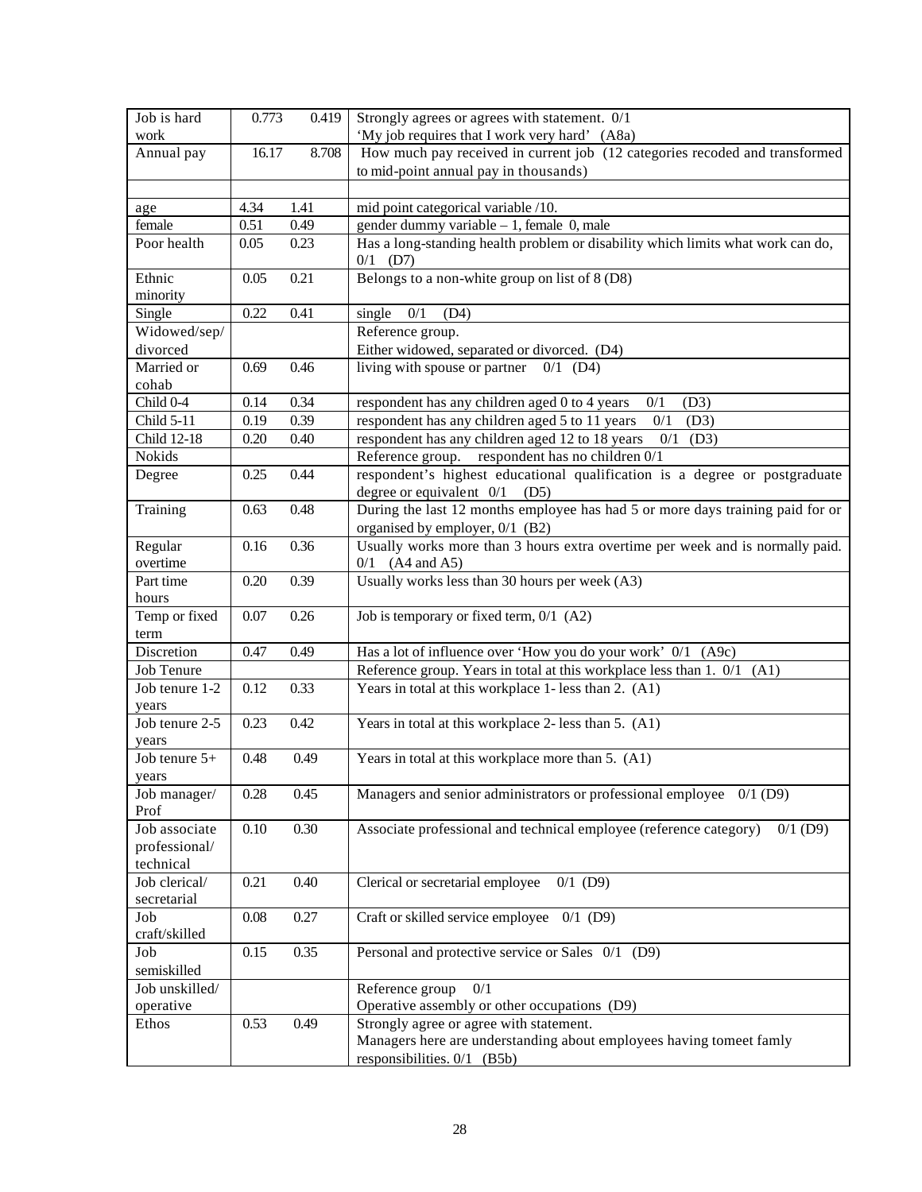| | | | |
|---|---|---|---|
| Job is hard work | 0.773 | 0.419 | Strongly agrees or agrees with statement. 0/1 'My job requires that I work very hard' (A8a) |
| Annual pay | 16.17 | 8.708 | How much pay received in current job (12 categories recoded and transformed to mid-point annual pay in thousands) |
| | | | |
| age | 4.34 | 1.41 | mid point categorical variable /10. |
| female | 0.51 | 0.49 | gender dummy variable – 1, female 0, male |
| Poor health | 0.05 | 0.23 | Has a long-standing health problem or disability which limits what work can do, 0/1 (D7) |
| Ethnic minority | 0.05 | 0.21 | Belongs to a non-white group on list of 8 (D8) |
| Single | 0.22 | 0.41 | single 0/1 (D4) |
| Widowed/sep/ divorced | | | Reference group. Either widowed, separated or divorced. (D4) |
| Married or cohab | 0.69 | 0.46 | living with spouse or partner 0/1 (D4) |
| Child 0-4 | 0.14 | 0.34 | respondent has any children aged 0 to 4 years 0/1 (D3) |
| Child 5-11 | 0.19 | 0.39 | respondent has any children aged 5 to 11 years 0/1 (D3) |
| Child 12-18 | 0.20 | 0.40 | respondent has any children aged 12 to 18 years 0/1 (D3) |
| Nokids | | | Reference group. respondent has no children 0/1 |
| Degree | 0.25 | 0.44 | respondent's highest educational qualification is a degree or postgraduate degree or equivalent 0/1 (D5) |
| Training | 0.63 | 0.48 | During the last 12 months employee has had 5 or more days training paid for or organised by employer, 0/1 (B2) |
| Regular overtime | 0.16 | 0.36 | Usually works more than 3 hours extra overtime per week and is normally paid. 0/1 (A4 and A5) |
| Part time hours | 0.20 | 0.39 | Usually works less than 30 hours per week (A3) |
| Temp or fixed term | 0.07 | 0.26 | Job is temporary or fixed term, 0/1 (A2) |
| Discretion | 0.47 | 0.49 | Has a lot of influence over 'How you do your work' 0/1 (A9c) |
| Job Tenure | | | Reference group. Years in total at this workplace less than 1. 0/1 (A1) |
| Job tenure 1-2 years | 0.12 | 0.33 | Years in total at this workplace 1- less than 2. (A1) |
| Job tenure 2-5 years | 0.23 | 0.42 | Years in total at this workplace 2- less than 5. (A1) |
| Job tenure 5+ years | 0.48 | 0.49 | Years in total at this workplace more than 5. (A1) |
| Job manager/ Prof | 0.28 | 0.45 | Managers and senior administrators or professional employee 0/1 (D9) |
| Job associate professional/ technical | 0.10 | 0.30 | Associate professional and technical employee (reference category) 0/1 (D9) |
| Job clerical/ secretarial | 0.21 | 0.40 | Clerical or secretarial employee 0/1 (D9) |
| Job craft/skilled | 0.08 | 0.27 | Craft or skilled service employee 0/1 (D9) |
| Job semiskilled | 0.15 | 0.35 | Personal and protective service or Sales 0/1 (D9) |
| Job unskilled/ operative | | | Reference group 0/1 Operative assembly or other occupations (D9) |
| Ethos | 0.53 | 0.49 | Strongly agree or agree with statement. Managers here are understanding about employees having tomeet famly responsibilities. 0/1 (B5b) |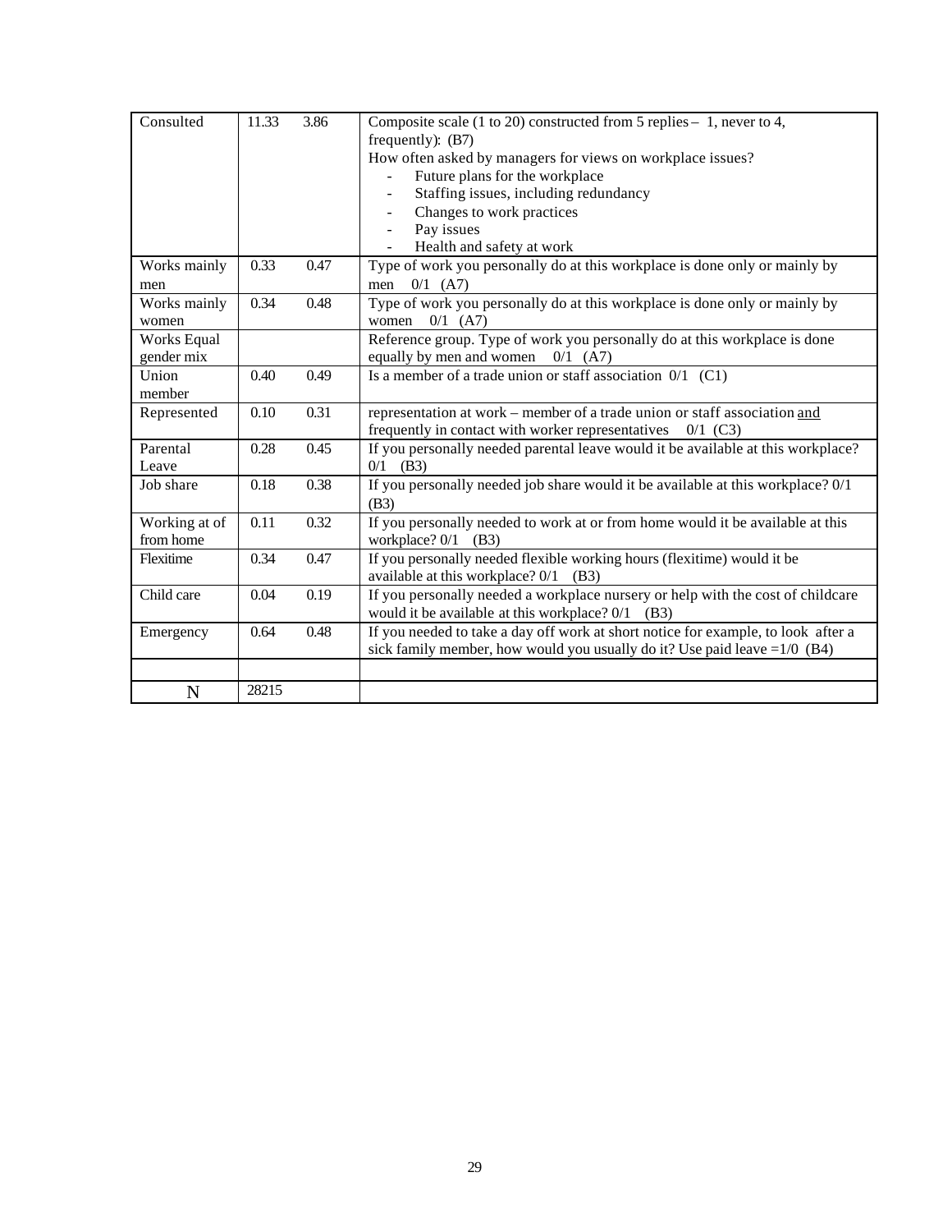| Consulted | 11.33 | 3.86 | Composite scale (1 to 20) constructed from 5 replies – 1, never to 4, frequently): (B7)<br>How often asked by managers for views on workplace issues?<br>- Future plans for the workplace<br>- Staffing issues, including redundancy<br>- Changes to work practices<br>- Pay issues<br>- Health and safety at work |
|---|---|---|---|
| Works mainly men | 0.33 | 0.47 | Type of work you personally do at this workplace is done only or mainly by men 0/1 (A7) |
| Works mainly women | 0.34 | 0.48 | Type of work you personally do at this workplace is done only or mainly by women 0/1 (A7) |
| Works Equal gender mix | | | Reference group. Type of work you personally do at this workplace is done equally by men and women 0/1 (A7) |
| Union member | 0.40 | 0.49 | Is a member of a trade union or staff association 0/1 (C1) |
| Represented | 0.10 | 0.31 | representation at work – member of a trade union or staff association <u>and</u> frequently in contact with worker representatives 0/1 (C3) |
| Parental Leave | 0.28 | 0.45 | If you personally needed parental leave would it be available at this workplace? 0/1 (B3) |
| Job share | 0.18 | 0.38 | If you personally needed job share would it be available at this workplace? 0/1 (B3) |
| Working at of from home | 0.11 | 0.32 | If you personally needed to work at or from home would it be available at this workplace? 0/1 (B3) |
| Flexitime | 0.34 | 0.47 | If you personally needed flexible working hours (flexitime) would it be available at this workplace? 0/1 (B3) |
| Child care | 0.04 | 0.19 | If you personally needed a workplace nursery or help with the cost of childcare would it be available at this workplace? 0/1 (B3) |
| Emergency | 0.64 | 0.48 | If you needed to take a day off work at short notice for example, to look after a sick family member, how would you usually do it? Use paid leave =1/0 (B4) |
| | | | |
| N | 28215 | | |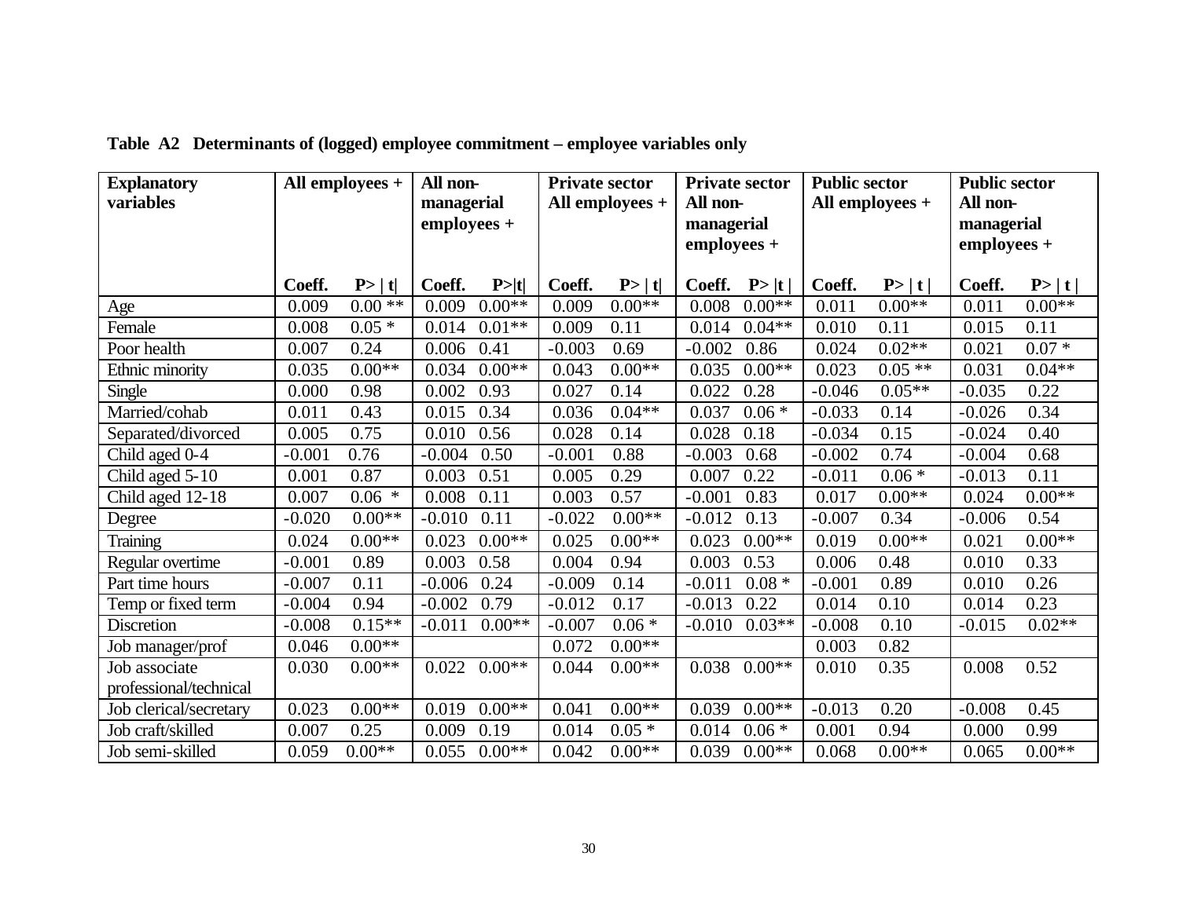**Table A2 Determinants of (logged) employee commitment – employee variables only**

| Explanatory variables | All employees + | | All non-managerial employees + | | Private sector All employees + | | Private sector All non-managerial employees + | | Public sector All employees + | | Public sector All non-managerial employees + | |
|---|---|---|---|---|---|---|---|---|---|---|---|---|
| | Coeff. | P> \| t\| | Coeff. | P>\|t\| | Coeff. | P> \| t\| | Coeff. | P> \|t \| | Coeff. | P> \| t \| | Coeff. | P> \| t \| |
| Age | 0.009 | 0.00 ** | 0.009 | 0.00** | 0.009 | 0.00** | 0.008 | 0.00** | 0.011 | 0.00** | 0.011 | 0.00** |
| Female | 0.008 | 0.05 * | 0.014 | 0.01** | 0.009 | 0.11 | 0.014 | 0.04** | 0.010 | 0.11 | 0.015 | 0.11 |
| Poor health | 0.007 | 0.24 | 0.006 | 0.41 | -0.003 | 0.69 | -0.002 | 0.86 | 0.024 | 0.02** | 0.021 | 0.07 * |
| Ethnic minority | 0.035 | 0.00** | 0.034 | 0.00** | 0.043 | 0.00** | 0.035 | 0.00** | 0.023 | 0.05 ** | 0.031 | 0.04** |
| Single | 0.000 | 0.98 | 0.002 | 0.93 | 0.027 | 0.14 | 0.022 | 0.28 | -0.046 | 0.05** | -0.035 | 0.22 |
| Married/cohab | 0.011 | 0.43 | 0.015 | 0.34 | 0.036 | 0.04** | 0.037 | 0.06 * | -0.033 | 0.14 | -0.026 | 0.34 |
| Separated/divorced | 0.005 | 0.75 | 0.010 | 0.56 | 0.028 | 0.14 | 0.028 | 0.18 | -0.034 | 0.15 | -0.024 | 0.40 |
| Child aged 0-4 | -0.001 | 0.76 | -0.004 | 0.50 | -0.001 | 0.88 | -0.003 | 0.68 | -0.002 | 0.74 | -0.004 | 0.68 |
| Child aged 5-10 | 0.001 | 0.87 | 0.003 | 0.51 | 0.005 | 0.29 | 0.007 | 0.22 | -0.011 | 0.06 * | -0.013 | 0.11 |
| Child aged 12-18 | 0.007 | 0.06 * | 0.008 | 0.11 | 0.003 | 0.57 | -0.001 | 0.83 | 0.017 | 0.00** | 0.024 | 0.00** |
| Degree | -0.020 | 0.00** | -0.010 | 0.11 | -0.022 | 0.00** | -0.012 | 0.13 | -0.007 | 0.34 | -0.006 | 0.54 |
| Training | 0.024 | 0.00** | 0.023 | 0.00** | 0.025 | 0.00** | 0.023 | 0.00** | 0.019 | 0.00** | 0.021 | 0.00** |
| Regular overtime | -0.001 | 0.89 | 0.003 | 0.58 | 0.004 | 0.94 | 0.003 | 0.53 | 0.006 | 0.48 | 0.010 | 0.33 |
| Part time hours | -0.007 | 0.11 | -0.006 | 0.24 | -0.009 | 0.14 | -0.011 | 0.08 * | -0.001 | 0.89 | 0.010 | 0.26 |
| Temp or fixed term | -0.004 | 0.94 | -0.002 | 0.79 | -0.012 | 0.17 | -0.013 | 0.22 | 0.014 | 0.10 | 0.014 | 0.23 |
| Discretion | -0.008 | 0.15** | -0.011 | 0.00** | -0.007 | 0.06 * | -0.010 | 0.03** | -0.008 | 0.10 | -0.015 | 0.02** |
| Job manager/prof | 0.046 | 0.00** | | | 0.072 | 0.00** | | | 0.003 | 0.82 | | |
| Job associate professional/technical | 0.030 | 0.00** | 0.022 | 0.00** | 0.044 | 0.00** | 0.038 | 0.00** | 0.010 | 0.35 | 0.008 | 0.52 |
| Job clerical/secretary | 0.023 | 0.00** | 0.019 | 0.00** | 0.041 | 0.00** | 0.039 | 0.00** | -0.013 | 0.20 | -0.008 | 0.45 |
| Job craft/skilled | 0.007 | 0.25 | 0.009 | 0.19 | 0.014 | 0.05 * | 0.014 | 0.06 * | 0.001 | 0.94 | 0.000 | 0.99 |
| Job semi-skilled | 0.059 | 0.00** | 0.055 | 0.00** | 0.042 | 0.00** | 0.039 | 0.00** | 0.068 | 0.00** | 0.065 | 0.00** |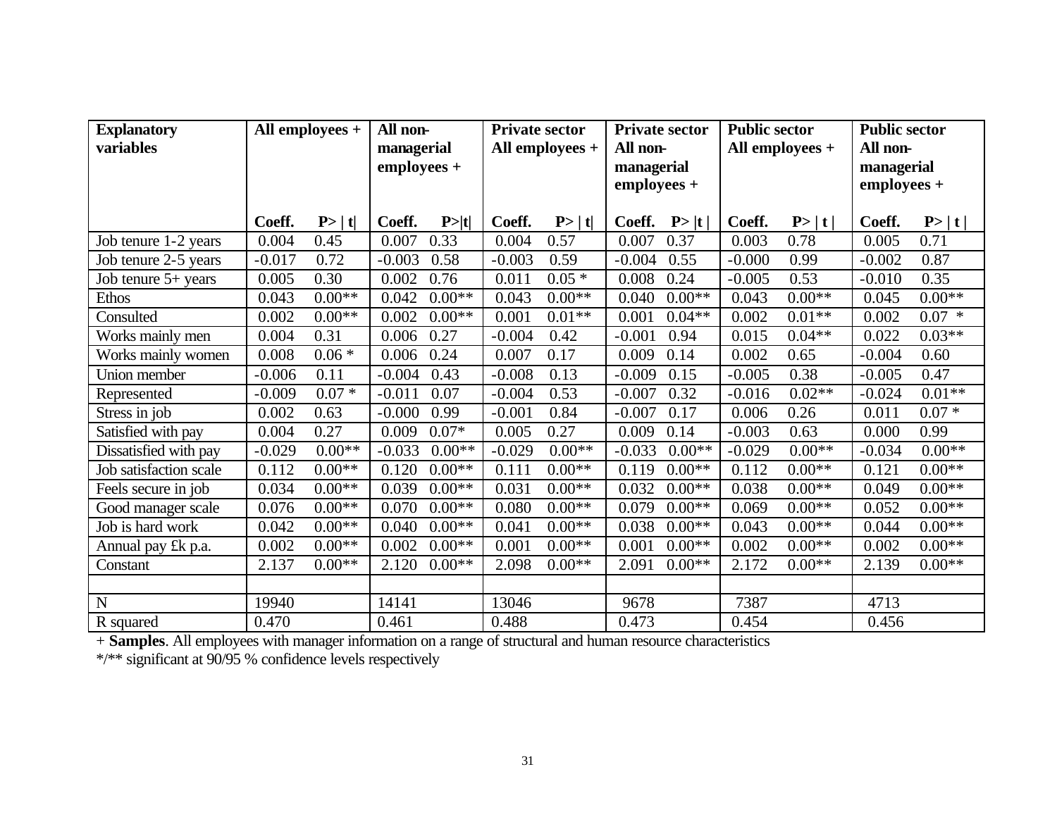| Explanatory variables | All employees + | | All non-managerial employees + | | Private sector All employees + | | Private sector All non-managerial employees + | | Public sector All employees + | | Public sector All non-managerial employees + | |
|---|---|---|---|---|---|---|---|---|---|---|---|---|
| | **Coeff.** | **P>\|t\|** | **Coeff.** | **P>\|t\|** | **Coeff.** | **P>\|t\|** | **Coeff.** | **P>\|t\|** | **Coeff.** | **P>\|t\|** | **Coeff.** | **P>\|t\|** |
| Job tenure 1-2 years | 0.004 | 0.45 | 0.007 | 0.33 | 0.004 | 0.57 | 0.007 | 0.37 | 0.003 | 0.78 | 0.005 | 0.71 |
| Job tenure 2-5 years | -0.017 | 0.72 | -0.003 | 0.58 | -0.003 | 0.59 | -0.004 | 0.55 | -0.000 | 0.99 | -0.002 | 0.87 |
| Job tenure 5+ years | 0.005 | 0.30 | 0.002 | 0.76 | 0.011 | 0.05 * | 0.008 | 0.24 | -0.005 | 0.53 | -0.010 | 0.35 |
| Ethos | 0.043 | 0.00** | 0.042 | 0.00** | 0.043 | 0.00** | 0.040 | 0.00** | 0.043 | 0.00** | 0.045 | 0.00** |
| Consulted | 0.002 | 0.00** | 0.002 | 0.00** | 0.001 | 0.01** | 0.001 | 0.04** | 0.002 | 0.01** | 0.002 | 0.07 * |
| Works mainly men | 0.004 | 0.31 | 0.006 | 0.27 | -0.004 | 0.42 | -0.001 | 0.94 | 0.015 | 0.04** | 0.022 | 0.03** |
| Works mainly women | 0.008 | 0.06 * | 0.006 | 0.24 | 0.007 | 0.17 | 0.009 | 0.14 | 0.002 | 0.65 | -0.004 | 0.60 |
| Union member | -0.006 | 0.11 | -0.004 | 0.43 | -0.008 | 0.13 | -0.009 | 0.15 | -0.005 | 0.38 | -0.005 | 0.47 |
| Represented | -0.009 | 0.07 * | -0.011 | 0.07 | -0.004 | 0.53 | -0.007 | 0.32 | -0.016 | 0.02** | -0.024 | 0.01** |
| Stress in job | 0.002 | 0.63 | -0.000 | 0.99 | -0.001 | 0.84 | -0.007 | 0.17 | 0.006 | 0.26 | 0.011 | 0.07 * |
| Satisfied with pay | 0.004 | 0.27 | 0.009 | 0.07* | 0.005 | 0.27 | 0.009 | 0.14 | -0.003 | 0.63 | 0.000 | 0.99 |
| Dissatisfied with pay | -0.029 | 0.00** | -0.033 | 0.00** | -0.029 | 0.00** | -0.033 | 0.00** | -0.029 | 0.00** | -0.034 | 0.00** |
| Job satisfaction scale | 0.112 | 0.00** | 0.120 | 0.00** | 0.111 | 0.00** | 0.119 | 0.00** | 0.112 | 0.00** | 0.121 | 0.00** |
| Feels secure in job | 0.034 | 0.00** | 0.039 | 0.00** | 0.031 | 0.00** | 0.032 | 0.00** | 0.038 | 0.00** | 0.049 | 0.00** |
| Good manager scale | 0.076 | 0.00** | 0.070 | 0.00** | 0.080 | 0.00** | 0.079 | 0.00** | 0.069 | 0.00** | 0.052 | 0.00** |
| Job is hard work | 0.042 | 0.00** | 0.040 | 0.00** | 0.041 | 0.00** | 0.038 | 0.00** | 0.043 | 0.00** | 0.044 | 0.00** |
| Annual pay £k p.a. | 0.002 | 0.00** | 0.002 | 0.00** | 0.001 | 0.00** | 0.001 | 0.00** | 0.002 | 0.00** | 0.002 | 0.00** |
| Constant | 2.137 | 0.00** | 2.120 | 0.00** | 2.098 | 0.00** | 2.091 | 0.00** | 2.172 | 0.00** | 2.139 | 0.00** |
| | | | | | | | | | | | | |
| N | 19940 | | 14141 | | 13046 | | 9678 | | 7387 | | 4713 | |
| R squared | 0.470 | | 0.461 | | 0.488 | | 0.473 | | 0.454 | | 0.456 | |

+ **Samples**. All employees with manager information on a range of structural and human resource characteristics

*/** significant at 90/95 % confidence levels respectively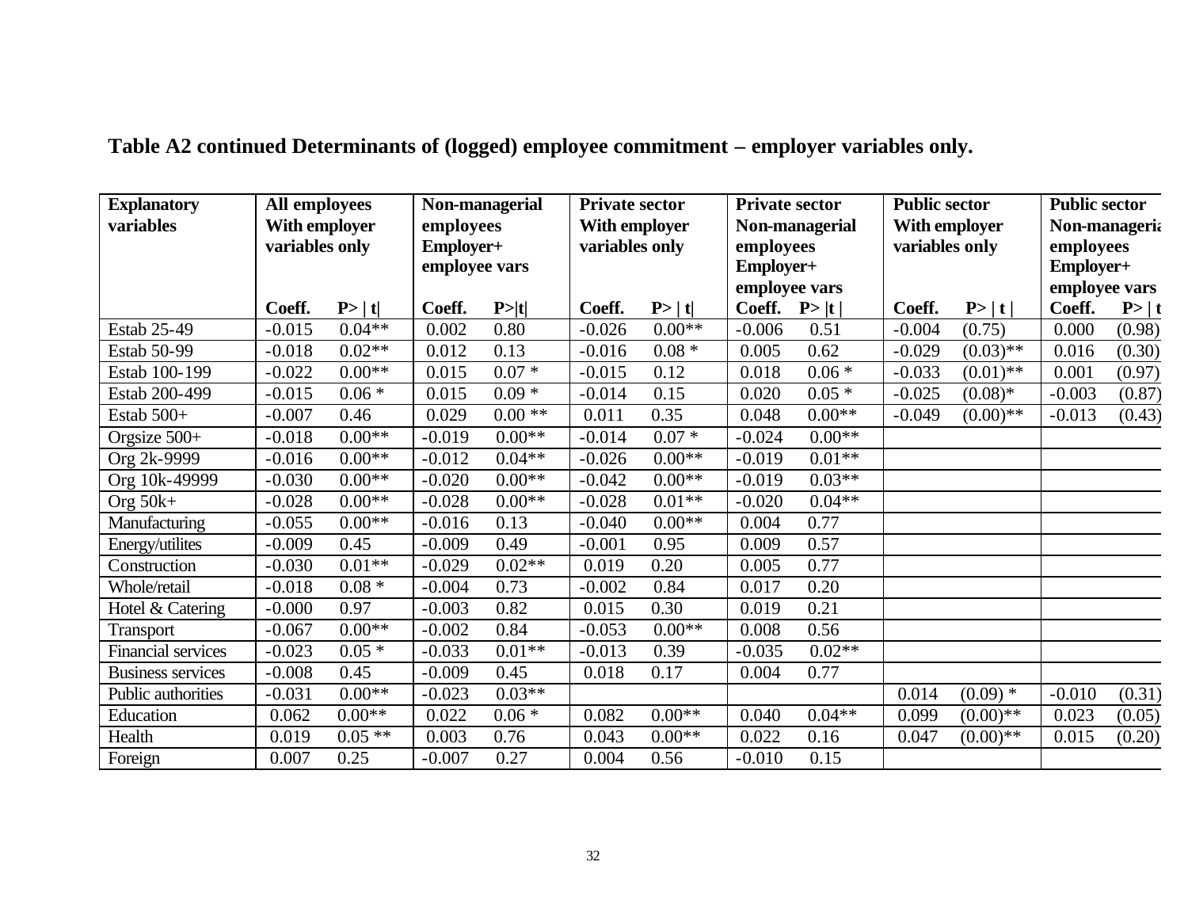**Table A2 continued Determinants of (logged) employee commitment – employer variables only.**

| Explanatory variables | All employees With employer variables only | | Non-managerial employees Employer+ employee vars | | Private sector With employer variables only | | Private sector Non-managerial employees Employer+ employee vars | | Public sector With employer variables only | | Public sector Non-manageria employees Employer+ employee vars | |
|---|---|---|---|---|---|---|---|---|---|---|---|---|
| | Coeff. | P> \| t\| | Coeff. | P>\|t\| | Coeff. | P> \| t\| | Coeff. | P> \|t \| | Coeff. | P> \| t \| | Coeff. | P> \| t |
| Estab 25-49 | -0.015 | 0.04** | 0.002 | 0.80 | -0.026 | 0.00** | -0.006 | 0.51 | -0.004 | (0.75) | 0.000 | (0.98) |
| Estab 50-99 | -0.018 | 0.02** | 0.012 | 0.13 | -0.016 | 0.08 * | 0.005 | 0.62 | -0.029 | (0.03)** | 0.016 | (0.30) |
| Estab 100-199 | -0.022 | 0.00** | 0.015 | 0.07 * | -0.015 | 0.12 | 0.018 | 0.06 * | -0.033 | (0.01)** | 0.001 | (0.97) |
| Estab 200-499 | -0.015 | 0.06 * | 0.015 | 0.09 * | -0.014 | 0.15 | 0.020 | 0.05 * | -0.025 | (0.08)* | -0.003 | (0.87) |
| Estab 500+ | -0.007 | 0.46 | 0.029 | 0.00 ** | 0.011 | 0.35 | 0.048 | 0.00** | -0.049 | (0.00)** | -0.013 | (0.43) |
| Orgsize 500+ | -0.018 | 0.00** | -0.019 | 0.00** | -0.014 | 0.07 * | -0.024 | 0.00** | | | | |
| Org 2k-9999 | -0.016 | 0.00** | -0.012 | 0.04** | -0.026 | 0.00** | -0.019 | 0.01** | | | | |
| Org 10k-49999 | -0.030 | 0.00** | -0.020 | 0.00** | -0.042 | 0.00** | -0.019 | 0.03** | | | | |
| Org 50k+ | -0.028 | 0.00** | -0.028 | 0.00** | -0.028 | 0.01** | -0.020 | 0.04** | | | | |
| Manufacturing | -0.055 | 0.00** | -0.016 | 0.13 | -0.040 | 0.00** | 0.004 | 0.77 | | | | |
| Energy/utilites | -0.009 | 0.45 | -0.009 | 0.49 | -0.001 | 0.95 | 0.009 | 0.57 | | | | |
| Construction | -0.030 | 0.01** | -0.029 | 0.02** | 0.019 | 0.20 | 0.005 | 0.77 | | | | |
| Whole/retail | -0.018 | 0.08 * | -0.004 | 0.73 | -0.002 | 0.84 | 0.017 | 0.20 | | | | |
| Hotel & Catering | -0.000 | 0.97 | -0.003 | 0.82 | 0.015 | 0.30 | 0.019 | 0.21 | | | | |
| Transport | -0.067 | 0.00** | -0.002 | 0.84 | -0.053 | 0.00** | 0.008 | 0.56 | | | | |
| Financial services | -0.023 | 0.05 * | -0.033 | 0.01** | -0.013 | 0.39 | -0.035 | 0.02** | | | | |
| Business services | -0.008 | 0.45 | -0.009 | 0.45 | 0.018 | 0.17 | 0.004 | 0.77 | | | | |
| Public authorities | -0.031 | 0.00** | -0.023 | 0.03** | | | | | 0.014 | (0.09) * | -0.010 | (0.31) |
| Education | 0.062 | 0.00** | 0.022 | 0.06 * | 0.082 | 0.00** | 0.040 | 0.04** | 0.099 | (0.00)** | 0.023 | (0.05) |
| Health | 0.019 | 0.05 ** | 0.003 | 0.76 | 0.043 | 0.00** | 0.022 | 0.16 | 0.047 | (0.00)** | 0.015 | (0.20) |
| Foreign | 0.007 | 0.25 | -0.007 | 0.27 | 0.004 | 0.56 | -0.010 | 0.15 | | | | |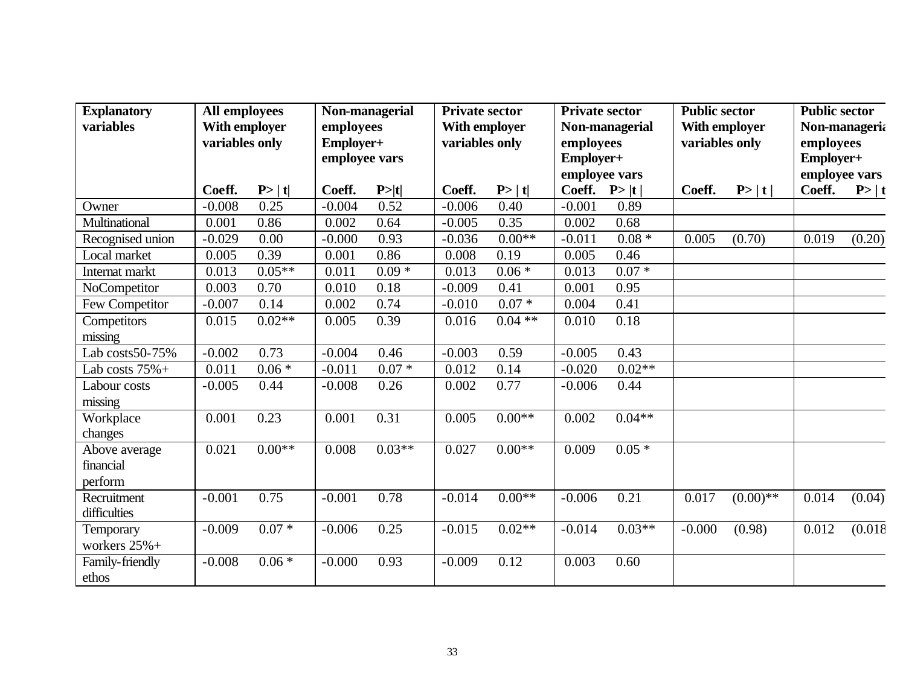| Explanatory variables | All employees With employer variables only | | Non-managerial employees Employer+ employee vars | | Private sector With employer variables only | | Private sector Non-managerial employees Employer+ employee vars | | Public sector With employer variables only | | Public sector Non-manageria employees Employer+ employee vars | |
|---|---|---|---|---|---|---|---|---|---|---|---|---|
| | Coeff. | P> \| t\| | Coeff. | P>\|t\| | Coeff. | P> \| t\| | Coeff. | P> \|t \| | Coeff. | P> \| t \| | Coeff. | P> \| t |
| Owner | -0.008 | 0.25 | -0.004 | 0.52 | -0.006 | 0.40 | -0.001 | 0.89 | | | | |
| Multinational | 0.001 | 0.86 | 0.002 | 0.64 | -0.005 | 0.35 | 0.002 | 0.68 | | | | |
| Recognised union | -0.029 | 0.00 | -0.000 | 0.93 | -0.036 | 0.00** | -0.011 | 0.08 * | 0.005 | (0.70) | 0.019 | (0.20) |
| Local market | 0.005 | 0.39 | 0.001 | 0.86 | 0.008 | 0.19 | 0.005 | 0.46 | | | | |
| Internat markt | 0.013 | 0.05** | 0.011 | 0.09 * | 0.013 | 0.06 * | 0.013 | 0.07 * | | | | |
| NoCompetitor | 0.003 | 0.70 | 0.010 | 0.18 | -0.009 | 0.41 | 0.001 | 0.95 | | | | |
| Few Competitor | -0.007 | 0.14 | 0.002 | 0.74 | -0.010 | 0.07 * | 0.004 | 0.41 | | | | |
| Competitors missing | 0.015 | 0.02** | 0.005 | 0.39 | 0.016 | 0.04 ** | 0.010 | 0.18 | | | | |
| Lab costs50-75% | -0.002 | 0.73 | -0.004 | 0.46 | -0.003 | 0.59 | -0.005 | 0.43 | | | | |
| Lab costs 75%+ | 0.011 | 0.06 * | -0.011 | 0.07 * | 0.012 | 0.14 | -0.020 | 0.02** | | | | |
| Labour costs missing | -0.005 | 0.44 | -0.008 | 0.26 | 0.002 | 0.77 | -0.006 | 0.44 | | | | |
| Workplace changes | 0.001 | 0.23 | 0.001 | 0.31 | 0.005 | 0.00** | 0.002 | 0.04** | | | | |
| Above average financial perform | 0.021 | 0.00** | 0.008 | 0.03** | 0.027 | 0.00** | 0.009 | 0.05 * | | | | |
| Recruitment difficulties | -0.001 | 0.75 | -0.001 | 0.78 | -0.014 | 0.00** | -0.006 | 0.21 | 0.017 | (0.00)** | 0.014 | (0.04) |
| Temporary workers 25%+ | -0.009 | 0.07 * | -0.006 | 0.25 | -0.015 | 0.02** | -0.014 | 0.03** | -0.000 | (0.98) | 0.012 | (0.018 |
| Family-friendly ethos | -0.008 | 0.06 * | -0.000 | 0.93 | -0.009 | 0.12 | 0.003 | 0.60 | | | | |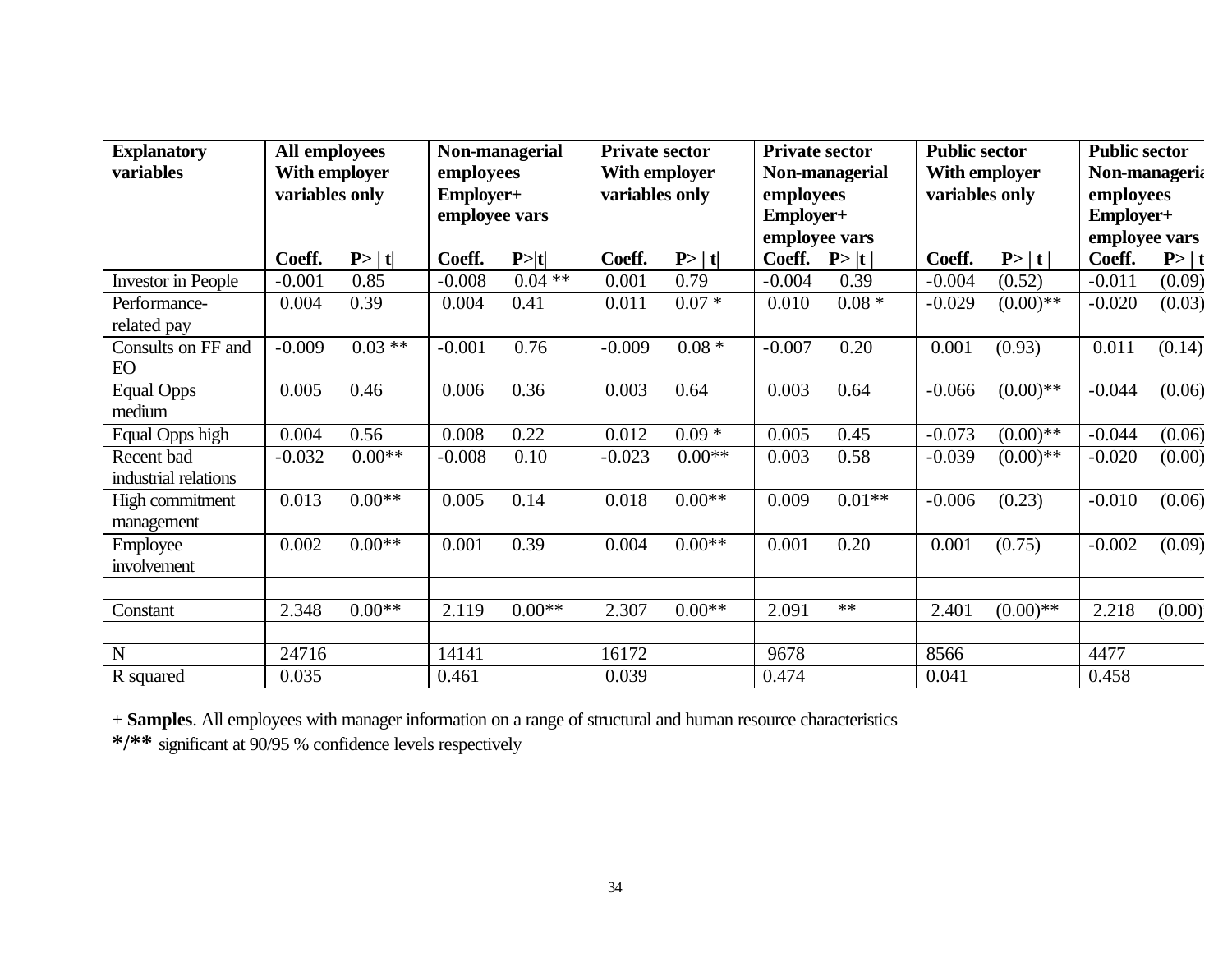| Explanatory variables | All employees With employer variables only | | Non-managerial employees Employer+ employee vars | | Private sector With employer variables only | | Private sector Non-managerial employees Employer+ employee vars | | Public sector With employer variables only | | Public sector Non-manageria employees Employer+ employee vars | |
|---|---|---|---|---|---|---|---|---|---|---|---|---|
| | **Coeff.** | **P> \| t\|** | **Coeff.** | **P>\|t\|** | **Coeff.** | **P> \| t\|** | **Coeff.** | **P> \|t \|** | **Coeff.** | **P> \| t \|** | **Coeff.** | **P> \| t** |
| Investor in People | -0.001 | 0.85 | -0.008 | 0.04 ** | 0.001 | 0.79 | -0.004 | 0.39 | -0.004 | (0.52) | -0.011 | (0.09) |
| Performance-related pay | 0.004 | 0.39 | 0.004 | 0.41 | 0.011 | 0.07 * | 0.010 | 0.08 * | -0.029 | (0.00)** | -0.020 | (0.03) |
| Consults on FF and EO | -0.009 | 0.03 ** | -0.001 | 0.76 | -0.009 | 0.08 * | -0.007 | 0.20 | 0.001 | (0.93) | 0.011 | (0.14) |
| Equal Opps medium | 0.005 | 0.46 | 0.006 | 0.36 | 0.003 | 0.64 | 0.003 | 0.64 | -0.066 | (0.00)** | -0.044 | (0.06) |
| Equal Opps high | 0.004 | 0.56 | 0.008 | 0.22 | 0.012 | 0.09 * | 0.005 | 0.45 | -0.073 | (0.00)** | -0.044 | (0.06) |
| Recent bad industrial relations | -0.032 | 0.00** | -0.008 | 0.10 | -0.023 | 0.00** | 0.003 | 0.58 | -0.039 | (0.00)** | -0.020 | (0.00) |
| High commitment management | 0.013 | 0.00** | 0.005 | 0.14 | 0.018 | 0.00** | 0.009 | 0.01** | -0.006 | (0.23) | -0.010 | (0.06) |
| Employee involvement | 0.002 | 0.00** | 0.001 | 0.39 | 0.004 | 0.00** | 0.001 | 0.20 | 0.001 | (0.75) | -0.002 | (0.09) |
| | | | | | | | | | | | | |
| Constant | 2.348 | 0.00** | 2.119 | 0.00** | 2.307 | 0.00** | 2.091 | ** | 2.401 | (0.00)** | 2.218 | (0.00) |
| | | | | | | | | | | | | |
| N | 24716 | | 14141 | | 16172 | | 9678 | | 8566 | | 4477 | |
| R squared | 0.035 | | 0.461 | | 0.039 | | 0.474 | | 0.041 | | 0.458 | |

+ **Samples**. All employees with manager information on a range of structural and human resource characteristics

**\*/\*\*** significant at 90/95 % confidence levels respectively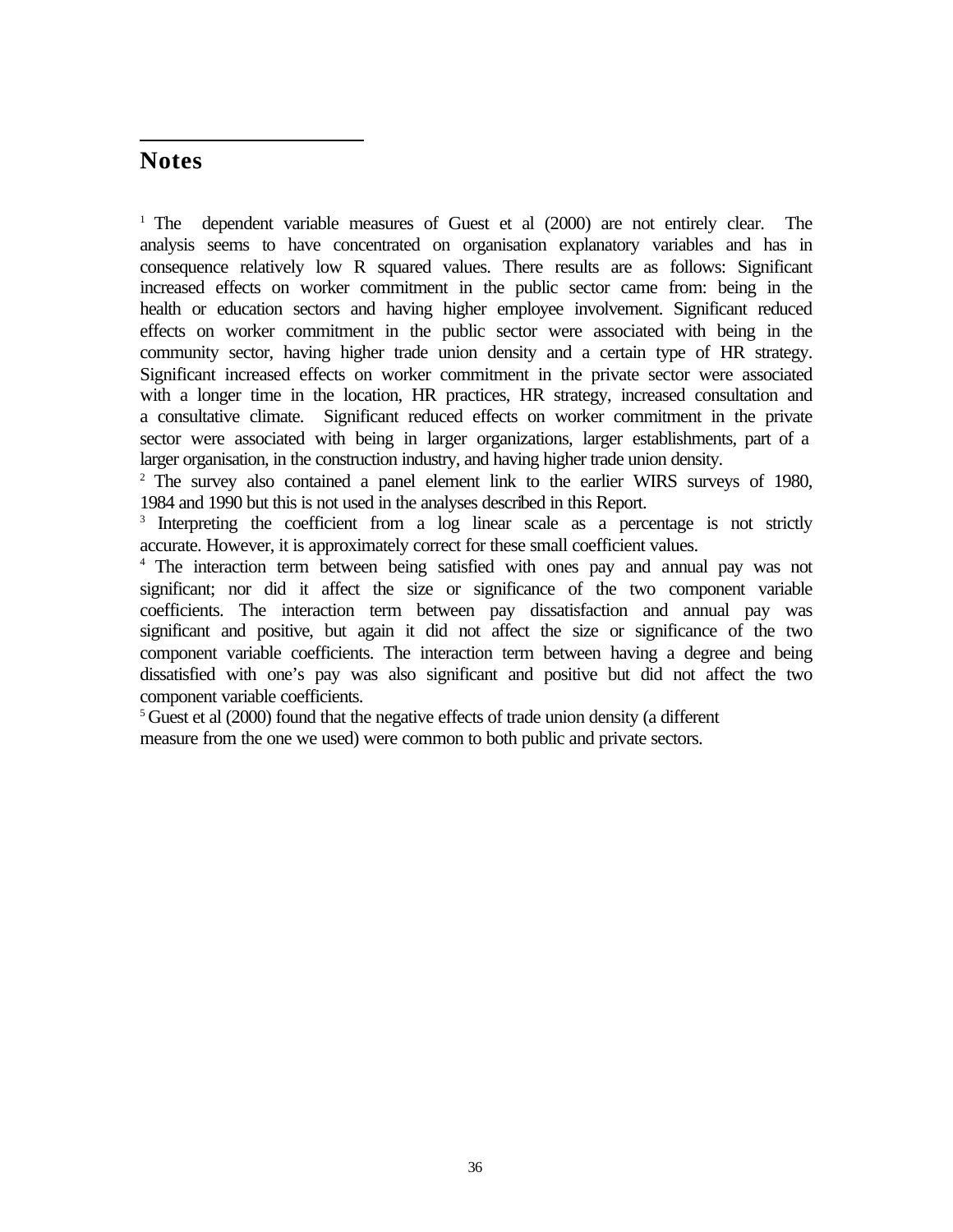## Notes

[1] The dependent variable measures of Guest et al (2000) are not entirely clear. The analysis seems to have concentrated on organisation explanatory variables and has in consequence relatively low R squared values. There results are as follows: Significant increased effects on worker commitment in the public sector came from: being in the health or education sectors and having higher employee involvement. Significant reduced effects on worker commitment in the public sector were associated with being in the community sector, having higher trade union density and a certain type of HR strategy. Significant increased effects on worker commitment in the private sector were associated with a longer time in the location, HR practices, HR strategy, increased consultation and a consultative climate. Significant reduced effects on worker commitment in the private sector were associated with being in larger organizations, larger establishments, part of a larger organisation, in the construction industry, and having higher trade union density.

[2] The survey also contained a panel element link to the earlier WIRS surveys of 1980, 1984 and 1990 but this is not used in the analyses described in this Report.

[3] Interpreting the coefficient from a log linear scale as a percentage is not strictly accurate. However, it is approximately correct for these small coefficient values.

[4] The interaction term between being satisfied with ones pay and annual pay was not significant; nor did it affect the size or significance of the two component variable coefficients. The interaction term between pay dissatisfaction and annual pay was significant and positive, but again it did not affect the size or significance of the two component variable coefficients. The interaction term between having a degree and being dissatisfied with one's pay was also significant and positive but did not affect the two component variable coefficients.

[5] Guest et al (2000) found that the negative effects of trade union density (a different measure from the one we used) were common to both public and private sectors.